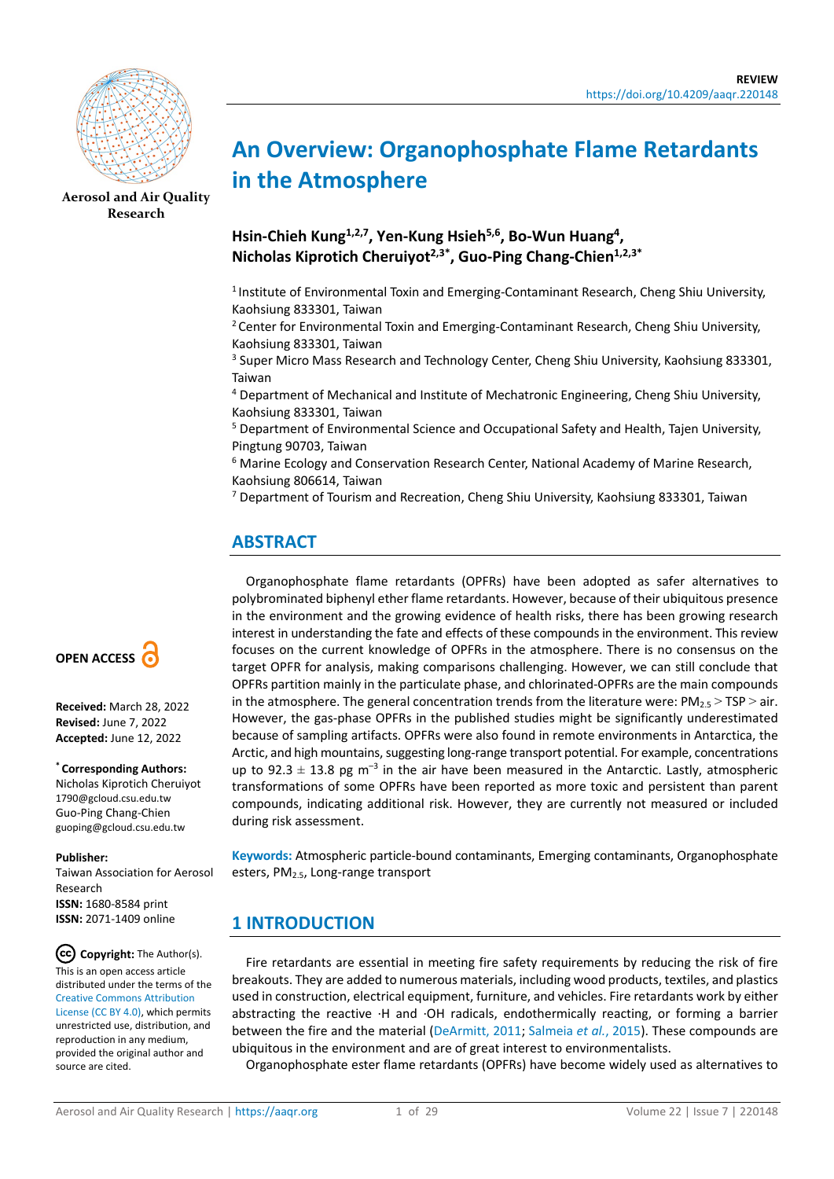REVIEW
https://doi.org/10.4209/aaqr.220148

Aerosol and Air Quality Research

# An Overview: Organophosphate Flame Retardants in the Atmosphere

**Hsin-Chieh Kung[1,2,7], Yen-Kung Hsieh[5,6], Bo-Wun Huang[4], Nicholas Kiprotich Cheruiyot[2,3*], Guo-Ping Chang-Chien[1,2,3*]**

[1] Institute of Environmental Toxin and Emerging-Contaminant Research, Cheng Shiu University, Kaohsiung 833301, Taiwan
[2] Center for Environmental Toxin and Emerging-Contaminant Research, Cheng Shiu University, Kaohsiung 833301, Taiwan
[3] Super Micro Mass Research and Technology Center, Cheng Shiu University, Kaohsiung 833301, Taiwan
[4] Department of Mechanical and Institute of Mechatronic Engineering, Cheng Shiu University, Kaohsiung 833301, Taiwan
[5] Department of Environmental Science and Occupational Safety and Health, Tajen University, Pingtung 90703, Taiwan
[6] Marine Ecology and Conservation Research Center, National Academy of Marine Research, Kaohsiung 806614, Taiwan
[7] Department of Tourism and Recreation, Cheng Shiu University, Kaohsiung 833301, Taiwan

**OPEN ACCESS**

**Received:** March 28, 2022
**Revised:** June 7, 2022
**Accepted:** June 12, 2022

**\* Corresponding Authors:**
Nicholas Kiprotich Cheruiyot
1790@gcloud.csu.edu.tw
Guo-Ping Chang-Chien
guoping@gcloud.csu.edu.tw

**Publisher:**
Taiwan Association for Aerosol Research
**ISSN:** 1680-8584 print
**ISSN:** 2071-1409 online

**Copyright:** The Author(s). This is an open access article distributed under the terms of the Creative Commons Attribution License (CC BY 4.0), which permits unrestricted use, distribution, and reproduction in any medium, provided the original author and source are cited.

## ABSTRACT

Organophosphate flame retardants (OPFRs) have been adopted as safer alternatives to polybrominated biphenyl ether flame retardants. However, because of their ubiquitous presence in the environment and the growing evidence of health risks, there has been growing research interest in understanding the fate and effects of these compounds in the environment. This review focuses on the current knowledge of OPFRs in the atmosphere. There is no consensus on the target OPFR for analysis, making comparisons challenging. However, we can still conclude that OPFRs partition mainly in the particulate phase, and chlorinated-OPFRs are the main compounds in the atmosphere. The general concentration trends from the literature were: $PM_{2.5}$ > TSP > air. However, the gas-phase OPFRs in the published studies might be significantly underestimated because of sampling artifacts. OPFRs were also found in remote environments in Antarctica, the Arctic, and high mountains, suggesting long-range transport potential. For example, concentrations up to $92.3 \pm 13.8$ pg $m^{-3}$ in the air have been measured in the Antarctic. Lastly, atmospheric transformations of some OPFRs have been reported as more toxic and persistent than parent compounds, indicating additional risk. However, they are currently not measured or included during risk assessment.

**Keywords:** Atmospheric particle-bound contaminants, Emerging contaminants, Organophosphate esters, $PM_{2.5}$, Long-range transport

## 1 INTRODUCTION

Fire retardants are essential in meeting fire safety requirements by reducing the risk of fire breakouts. They are added to numerous materials, including wood products, textiles, and plastics used in construction, electrical equipment, furniture, and vehicles. Fire retardants work by either abstracting the reactive ·H and ·OH radicals, endothermically reacting, or forming a barrier between the fire and the material (DeArmitt, 2011; Salmeia *et al.*, 2015). These compounds are ubiquitous in the environment and are of great interest to environmentalists.

Organophosphate ester flame retardants (OPFRs) have become widely used as alternatives to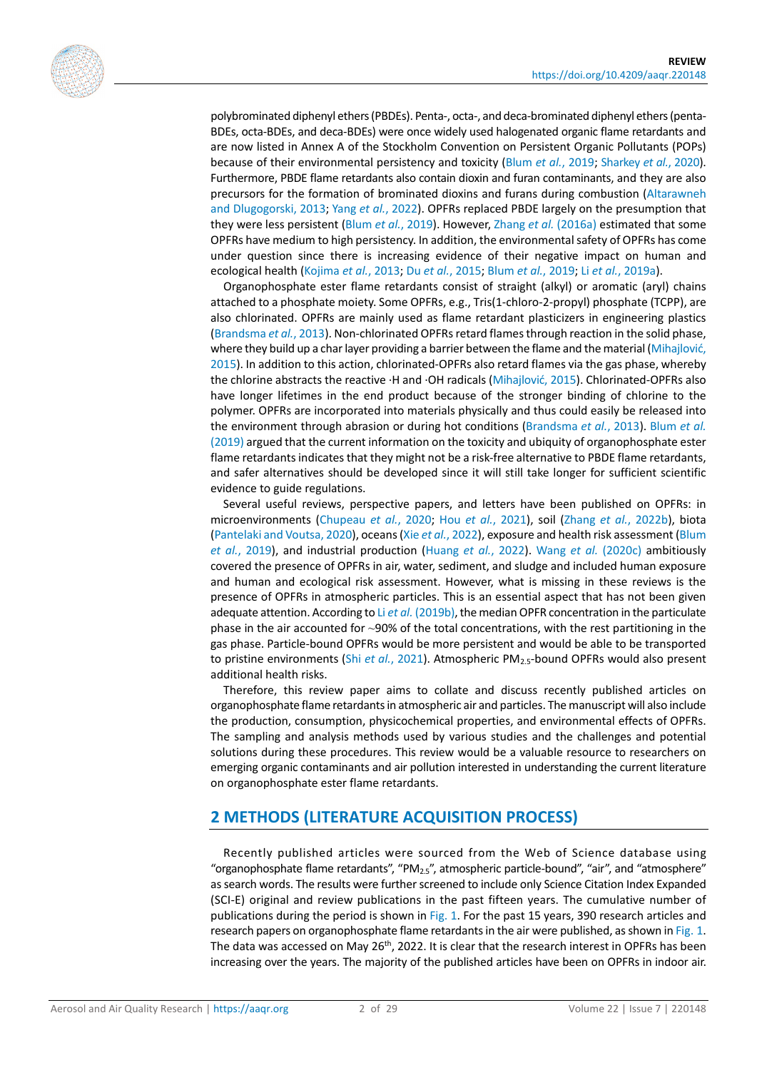polybrominated diphenyl ethers (PBDEs). Penta-, octa-, and deca-brominated diphenyl ethers (penta-BDEs, octa-BDEs, and deca-BDEs) were once widely used halogenated organic flame retardants and are now listed in Annex A of the Stockholm Convention on Persistent Organic Pollutants (POPs) because of their environmental persistency and toxicity (Blum *et al.*, 2019; Sharkey *et al.*, 2020). Furthermore, PBDE flame retardants also contain dioxin and furan contaminants, and they are also precursors for the formation of brominated dioxins and furans during combustion (Altarawneh and Dlugogorski, 2013; Yang *et al.*, 2022). OPFRs replaced PBDE largely on the presumption that they were less persistent (Blum *et al.*, 2019). However, Zhang *et al.* (2016a) estimated that some OPFRs have medium to high persistency. In addition, the environmental safety of OPFRs has come under question since there is increasing evidence of their negative impact on human and ecological health (Kojima *et al.*, 2013; Du *et al.*, 2015; Blum *et al.*, 2019; Li *et al.*, 2019a).

Organophosphate ester flame retardants consist of straight (alkyl) or aromatic (aryl) chains attached to a phosphate moiety. Some OPFRs, e.g., Tris(1-chloro-2-propyl) phosphate (TCPP), are also chlorinated. OPFRs are mainly used as flame retardant plasticizers in engineering plastics (Brandsma *et al.*, 2013). Non-chlorinated OPFRs retard flames through reaction in the solid phase, where they build up a char layer providing a barrier between the flame and the material (Mihajlović, 2015). In addition to this action, chlorinated-OPFRs also retard flames via the gas phase, whereby the chlorine abstracts the reactive ·H and ·OH radicals (Mihajlović, 2015). Chlorinated-OPFRs also have longer lifetimes in the end product because of the stronger binding of chlorine to the polymer. OPFRs are incorporated into materials physically and thus could easily be released into the environment through abrasion or during hot conditions (Brandsma *et al.*, 2013). Blum *et al.* (2019) argued that the current information on the toxicity and ubiquity of organophosphate ester flame retardants indicates that they might not be a risk-free alternative to PBDE flame retardants, and safer alternatives should be developed since it will still take longer for sufficient scientific evidence to guide regulations.

Several useful reviews, perspective papers, and letters have been published on OPFRs: in microenvironments (Chupeau *et al.*, 2020; Hou *et al.*, 2021), soil (Zhang *et al.*, 2022b), biota (Pantelaki and Voutsa, 2020), oceans (Xie *et al.*, 2022), exposure and health risk assessment (Blum *et al.*, 2019), and industrial production (Huang *et al.*, 2022). Wang *et al.* (2020c) ambitiously covered the presence of OPFRs in air, water, sediment, and sludge and included human exposure and human and ecological risk assessment. However, what is missing in these reviews is the presence of OPFRs in atmospheric particles. This is an essential aspect that has not been given adequate attention. According to Li *et al.* (2019b), the median OPFR concentration in the particulate phase in the air accounted for ~90% of the total concentrations, with the rest partitioning in the gas phase. Particle-bound OPFRs would be more persistent and would be able to be transported to pristine environments (Shi *et al.*, 2021). Atmospheric $PM_{2.5}$-bound OPFRs would also present additional health risks.

Therefore, this review paper aims to collate and discuss recently published articles on organophosphate flame retardants in atmospheric air and particles. The manuscript will also include the production, consumption, physicochemical properties, and environmental effects of OPFRs. The sampling and analysis methods used by various studies and the challenges and potential solutions during these procedures. This review would be a valuable resource to researchers on emerging organic contaminants and air pollution interested in understanding the current literature on organophosphate ester flame retardants.

## 2 METHODS (LITERATURE ACQUISITION PROCESS)

Recently published articles were sourced from the Web of Science database using "organophosphate flame retardants", "$PM_{2.5}$", atmospheric particle-bound", "air", and "atmosphere" as search words. The results were further screened to include only Science Citation Index Expanded (SCI-E) original and review publications in the past fifteen years. The cumulative number of publications during the period is shown in Fig. 1. For the past 15 years, 390 research articles and research papers on organophosphate flame retardants in the air were published, as shown in Fig. 1. The data was accessed on May 26th, 2022. It is clear that the research interest in OPFRs has been increasing over the years. The majority of the published articles have been on OPFRs in indoor air.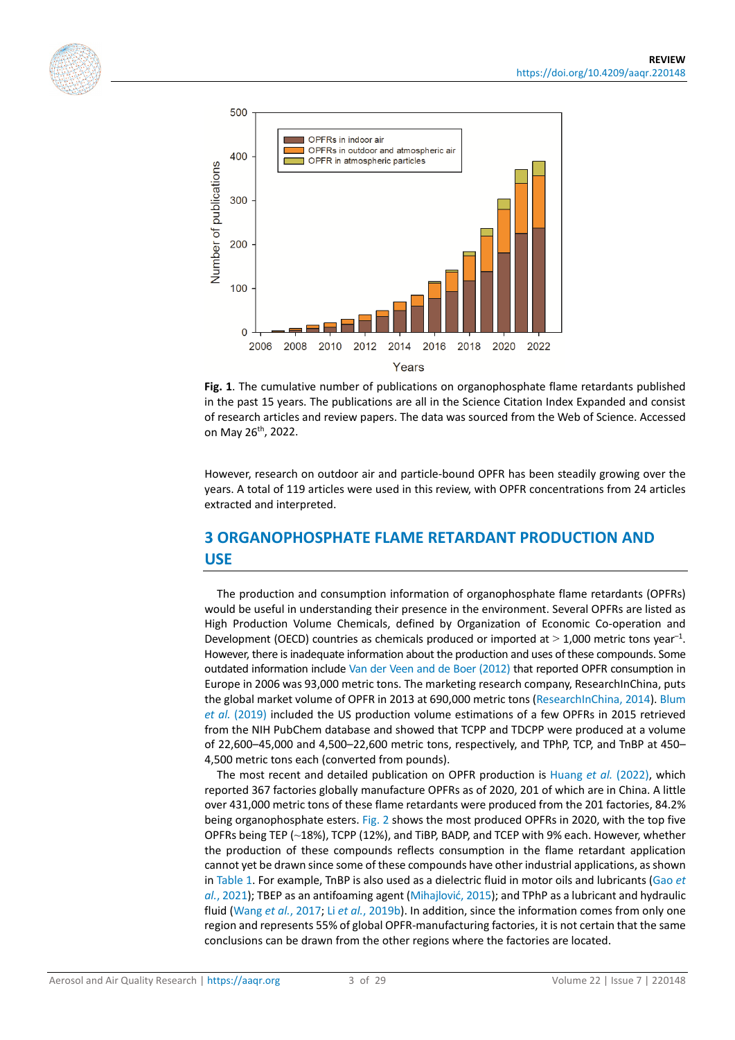**Fig. 1**. The cumulative number of publications on organophosphate flame retardants published in the past 15 years. The publications are all in the Science Citation Index Expanded and consist of research articles and review papers. The data was sourced from the Web of Science. Accessed on May 26th, 2022.

However, research on outdoor air and particle-bound OPFR has been steadily growing over the years. A total of 119 articles were used in this review, with OPFR concentrations from 24 articles extracted and interpreted.

## 3 ORGANOPHOSPHATE FLAME RETARDANT PRODUCTION AND USE

The production and consumption information of organophosphate flame retardants (OPFRs) would be useful in understanding their presence in the environment. Several OPFRs are listed as High Production Volume Chemicals, defined by Organization of Economic Co-operation and Development (OECD) countries as chemicals produced or imported at > 1,000 metric tons year$^{-1}$. However, there is inadequate information about the production and uses of these compounds. Some outdated information include Van der Veen and de Boer (2012) that reported OPFR consumption in Europe in 2006 was 93,000 metric tons. The marketing research company, ResearchInChina, puts the global market volume of OPFR in 2013 at 690,000 metric tons (ResearchInChina, 2014). Blum *et al.* (2019) included the US production volume estimations of a few OPFRs in 2015 retrieved from the NIH PubChem database and showed that TCPP and TDCPP were produced at a volume of 22,600–45,000 and 4,500–22,600 metric tons, respectively, and TPhP, TCP, and TnBP at 450–4,500 metric tons each (converted from pounds).

The most recent and detailed publication on OPFR production is Huang *et al.* (2022), which reported 367 factories globally manufacture OPFRs as of 2020, 201 of which are in China. A little over 431,000 metric tons of these flame retardants were produced from the 201 factories, 84.2% being organophosphate esters. Fig. 2 shows the most produced OPFRs in 2020, with the top five OPFRs being TEP (~18%), TCPP (12%), and TiBP, BADP, and TCEP with 9% each. However, whether the production of these compounds reflects consumption in the flame retardant application cannot yet be drawn since some of these compounds have other industrial applications, as shown in Table 1. For example, TnBP is also used as a dielectric fluid in motor oils and lubricants (Gao *et al.*, 2021); TBEP as an antifoaming agent (Mihajlović, 2015); and TPhP as a lubricant and hydraulic fluid (Wang *et al.*, 2017; Li *et al.*, 2019b). In addition, since the information comes from only one region and represents 55% of global OPFR-manufacturing factories, it is not certain that the same conclusions can be drawn from the other regions where the factories are located.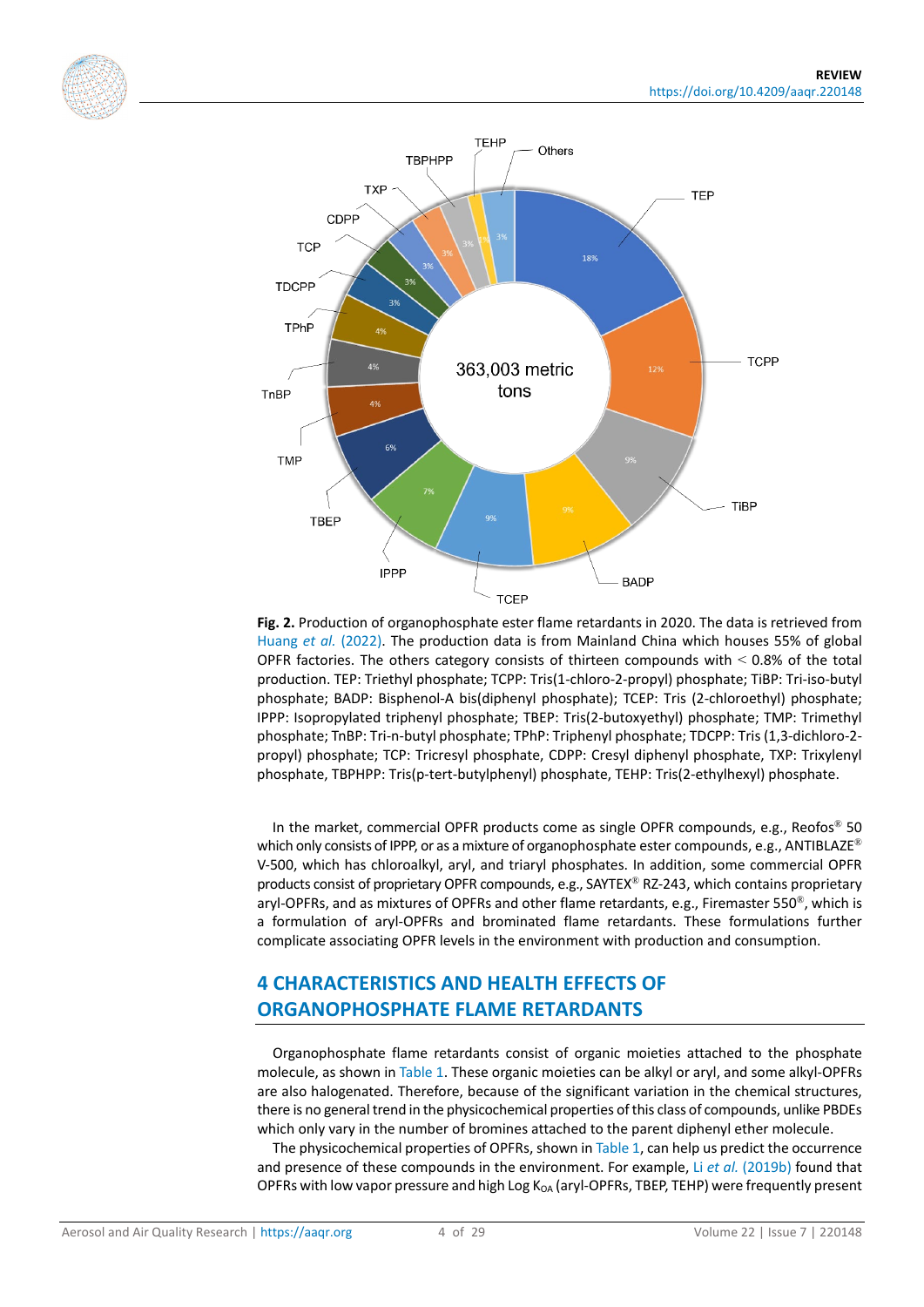**Fig. 2.** Production of organophosphate ester flame retardants in 2020. The data is retrieved from Huang *et al.* (2022). The production data is from Mainland China which houses 55% of global OPFR factories. The others category consists of thirteen compounds with < 0.8% of the total production. TEP: Triethyl phosphate; TCPP: Tris(1-chloro-2-propyl) phosphate; TiBP: Tri-iso-butyl phosphate; BADP: Bisphenol-A bis(diphenyl phosphate); TCEP: Tris (2-chloroethyl) phosphate; IPPP: Isopropylated triphenyl phosphate; TBEP: Tris(2-butoxyethyl) phosphate; TMP: Trimethyl phosphate; TnBP: Tri-n-butyl phosphate; TPhP: Triphenyl phosphate; TDCPP: Tris (1,3-dichloro-2-propyl) phosphate; TCP: Tricresyl phosphate, CDPP: Cresyl diphenyl phosphate, TXP: Trixylenyl phosphate, TBPHPP: Tris(p-tert-butylphenyl) phosphate, TEHP: Tris(2-ethylhexyl) phosphate.

In the market, commercial OPFR products come as single OPFR compounds, e.g., Reofos® 50 which only consists of IPPP, or as a mixture of organophosphate ester compounds, e.g., ANTIBLAZE® V-500, which has chloroalkyl, aryl, and triaryl phosphates. In addition, some commercial OPFR products consist of proprietary OPFR compounds, e.g., SAYTEX® RZ-243, which contains proprietary aryl-OPFRs, and as mixtures of OPFRs and other flame retardants, e.g., Firemaster 550®, which is a formulation of aryl-OPFRs and brominated flame retardants. These formulations further complicate associating OPFR levels in the environment with production and consumption.

## 4 CHARACTERISTICS AND HEALTH EFFECTS OF ORGANOPHOSPHATE FLAME RETARDANTS

Organophosphate flame retardants consist of organic moieties attached to the phosphate molecule, as shown in Table 1. These organic moieties can be alkyl or aryl, and some alkyl-OPFRs are also halogenated. Therefore, because of the significant variation in the chemical structures, there is no general trend in the physicochemical properties of this class of compounds, unlike PBDEs which only vary in the number of bromines attached to the parent diphenyl ether molecule.

The physicochemical properties of OPFRs, shown in Table 1, can help us predict the occurrence and presence of these compounds in the environment. For example, Li *et al.* (2019b) found that OPFRs with low vapor pressure and high Log $K_{OA}$ (aryl-OPFRs, TBEP, TEHP) were frequently present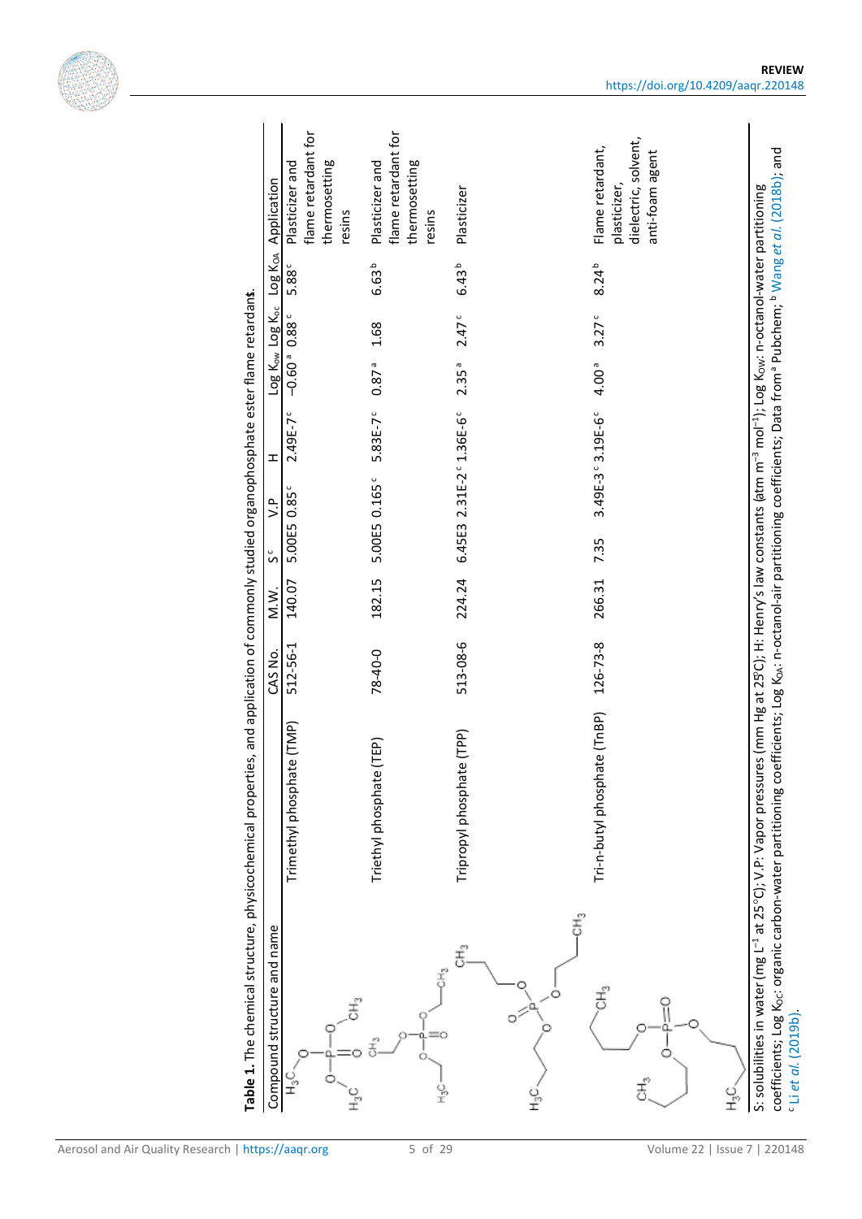**Table 1.** The chemical structure, physicochemical properties, and application of commonly studied organophosphate ester flame retardants.

| Compound structure and name | CAS No. | M.W. | S[c] | V.P | H | Log $K_{ow}$ | Log $K_{oc}$ | Log $K_{OA}$ | Application |
|---|---|---|---|---|---|---|---|---|---|
| Trimethyl phosphate (TMP) | 512-56-1 | 140.07 | 5.00E5 | 0.85[c] | 2.49E-7[c] | −0.60[a] | 0.88[c] | 5.88[c] | Plasticizer and flame retardant for thermosetting resins |
| Triethyl phosphate (TEP) | 78-40-0 | 182.15 | 5.00E5 | 0.165[c] | 5.83E-7[c] | 0.87[a] | 1.68 | 6.63[b] | Plasticizer and flame retardant for thermosetting resins |
| Tripropyl phosphate (TPP) | 513-08-6 | 224.24 | 6.45E3 | 2.31E-2[c] | 1.36E-6[c] | 2.35[a] | 2.47[c] | 6.43[b] | Plasticizer |
| Tri-n-butyl phosphate (TnBP) | 126-73-8 | 266.31 | 7.35 | 3.49E-3[c] | 3.19E-6[c] | 4.00[a] | 3.27[c] | 8.24[b] | Flame retardant, plasticizer, dielectric, solvent, anti-foam agent |

S: solubilities in water (mg $L^{-1}$ at 25°C); V.P: Vapor pressures (mm Hg at 25°C); H: Henry's law constants (atm $m^{-3}$ $mol^{-1}$); Log $K_{OW}$: n-octanol-water partitioning coefficients; Log $K_{OC}$: organic carbon-water partitioning coefficients; Log $K_{OA}$: n-octanol-air partitioning coefficients; Data from [a] Pubchem; [b] Wang *et al.* (2018b); and [c] Li *et al.* (2019b).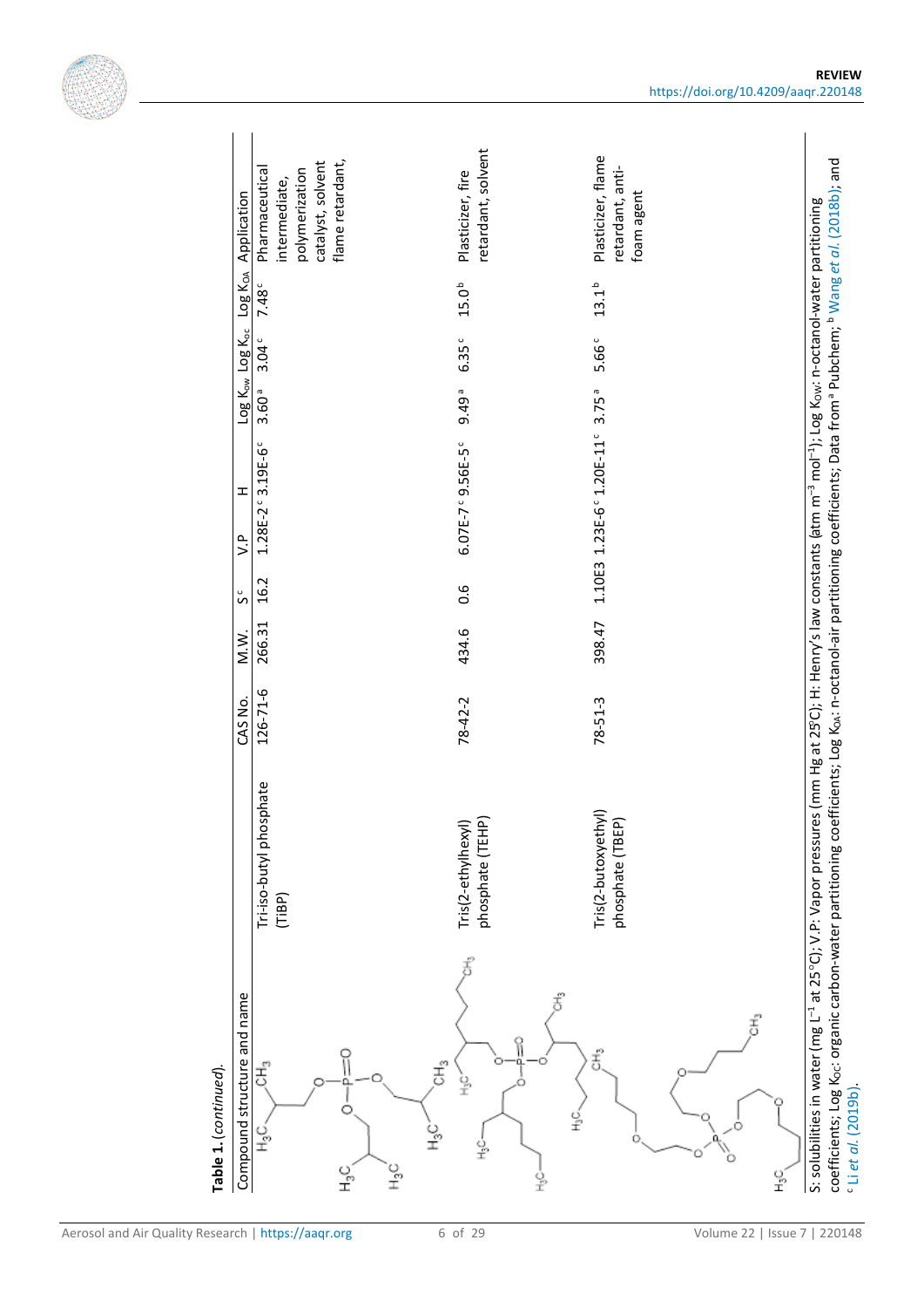**Table 1.** (*continued*).

| Compound structure and name | | CAS No. | M.W. | S[c] | V.P | H | Log $K_{ow}$ | Log $K_{oc}$ | Log $K_{OA}$ | Application |
|---|---|---|---|---|---|---|---|---|---|---|
| | Tri-iso-butyl phosphate (TiBP) | 126-71-6 | 266.31 | 16.2 | 1.28E-2 [c] | 3.19E-6 [c] | 3.60 [a] | 3.04 [c] | 7.48 [c] | Pharmaceutical intermediate, polymerization catalyst, solvent flame retardant, |
| | Tris(2-ethylhexyl) phosphate (TEHP) | 78-42-2 | 434.6 | 0.6 | 6.07E-7 [c] | 9.56E-5 [c] | 9.49 [a] | 6.35 [c] | 15.0 [b] | Plasticizer, fire retardant, solvent |
| | Tris(2-butoxyethyl) phosphate (TBEP) | 78-51-3 | 398.47 | 1.10E3 | 1.23E-6 [c] | 1.20E-11 [c] | 3.75 [a] | 5.66 [c] | 13.1 [b] | Plasticizer, flame retardant, anti-foam agent |

S: solubilities in water (mg $L^{-1}$ at 25°C); V.P: Vapor pressures (mm Hg at 25°C); H: Henry's law constants (atm $m^{-3}$ $mol^{-1}$); Log $K_{OW}$: n-octanol-water partitioning coefficients; Log $K_{OC}$: organic carbon-water partitioning coefficients; Log $K_{OA}$: n-octanol-air partitioning coefficients; Data from [a] Pubchem; [b] Wang *et al.* (2018b); and [c] Li *et al.* (2019b).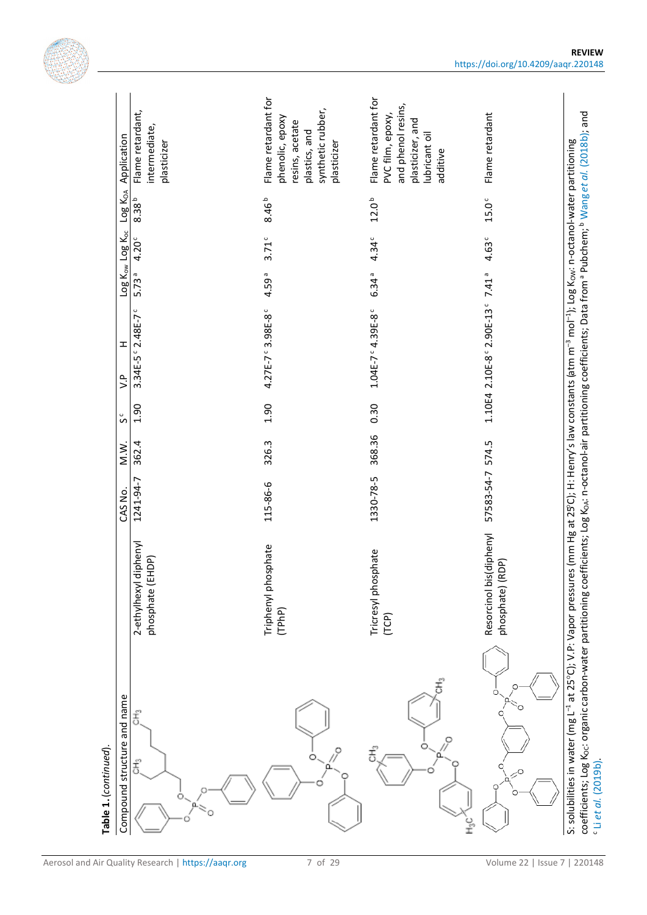**Table 1.** (*continued*).

| Compound structure and name | | CAS No. | M.W. | S[c] | V.P | H | Log $K_{OW}$ | Log $K_{OC}$ | Log $K_{OA}$ | Application |
|---|---|---|---|---|---|---|---|---|---|---|
| | 2-ethylhexyl diphenyl phosphate (EHDP) | 1241-94-7 | 362.4 | 1.90 | 3.34E-5 [c] | 2.48E-7 [c] | 5.73 [a] | 4.20 [c] | 8.38 [b] | Flame retardant, intermediate, plasticizer |
| | Triphenyl phosphate (TPhP) | 115-86-6 | 326.3 | 1.90 | 4.27E-7 [c] | 3.98E-8 [c] | 4.59 [a] | 3.71 [c] | 8.46 [b] | Flame retardant for phenolic, epoxy resins, acetate plastics, and synthetic rubber, plasticizer |
| | Tricresyl phosphate (TCP) | 1330-78-5 | 368.36 | 0.30 | 1.04E-7 [c] | 4.39E-8 [c] | 6.34 [a] | 4.34 [c] | 12.0 [b] | Flame retardant for PVC film, epoxy, and phenol resins, plasticizer, and lubricant oil additive |
| | Resorcinol bis(diphenyl phosphate) (RDP) | 57583-54-7 | 574.5 | 1.10E4 | 2.10E-8 [c] | 2.90E-13 [c] | 7.41 [a] | 4.63 [c] | 15.0 [c] | Flame retardant |

S: solubilities in water (mg $L^{-1}$ at 25°C); V.P: Vapor pressures (mm Hg at 25°C); H: Henry's law constants (atm $m^{-3}$ $mol^{-1}$); Log $K_{OW}$: n-octanol-water partitioning coefficients; Log $K_{OC}$: organic carbon-water partitioning coefficients; Log $K_{OA}$: n-octanol-air partitioning coefficients; Data from [a] Pubchem; [b] Wang *et al.* (2018b); and [c] Li *et al.* (2019b).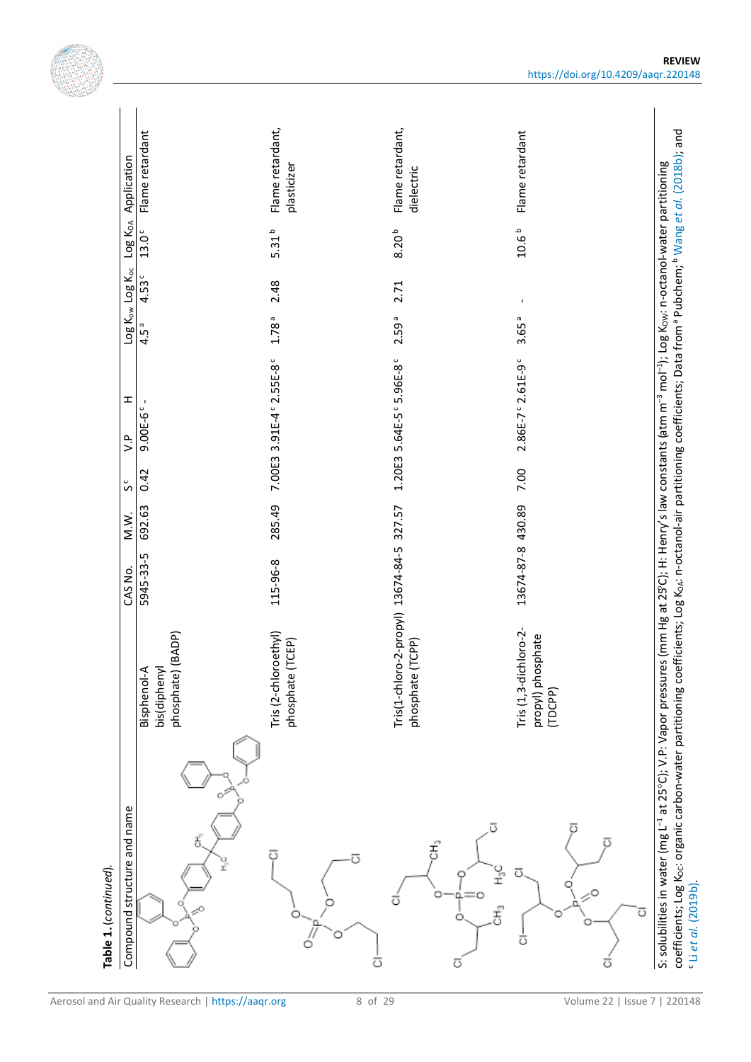**Table 1.** (*continued*).

| Compound structure and name | | CAS No. | M.W. | S[c] | V.P | H | Log $K_{ow}$ | Log $K_{oc}$ | Log $K_{OA}$ | Application |
|---|---|---|---|---|---|---|---|---|---|---|
| | Bisphenol-A bis(diphenyl phosphate) (BADP) | 5945-33-5 | 692.63 | 0.42 | 9.00E-6[c] | - | 4.5[a] | 4.53[c] | 13.0[c] | Flame retardant |
| | Tris (2-chloroethyl) phosphate (TCEP) | 115-96-8 | 285.49 | 7.00E3 | 3.91E-4[c] | 2.55E-8[c] | 1.78[a] | 2.48 | 5.31[b] | Flame retardant, plasticizer |
| | Tris(1-chloro-2-propyl) phosphate (TCPP) | 13674-84-5 | 327.57 | 1.20E3 | 5.64E-5[c] | 5.96E-8[c] | 2.59[a] | 2.71 | 8.20[b] | Flame retardant, dielectric |
| | Tris (1,3-dichloro-2-propyl) phosphate (TDCPP) | 13674-87-8 | 430.89 | 7.00 | 2.86E-7[c] | 2.61E-9[c] | 3.65[a] | - | 10.6[b] | Flame retardant |

S: solubilities in water (mg $L^{-1}$ at 25°C); V.P: Vapor pressures (mm Hg at 25°C); H: Henry's law constants (atm $m^{-3}$ $mol^{-1}$); Log $K_{OW}$: n-octanol-water partitioning coefficients; Log $K_{OC}$: organic carbon-water partitioning coefficients; Log $K_{OA}$: n-octanol-air partitioning coefficients; Data from [a] Pubchem; [b] Wang *et al.* (2018b); and [c] Li *et al.* (2019b).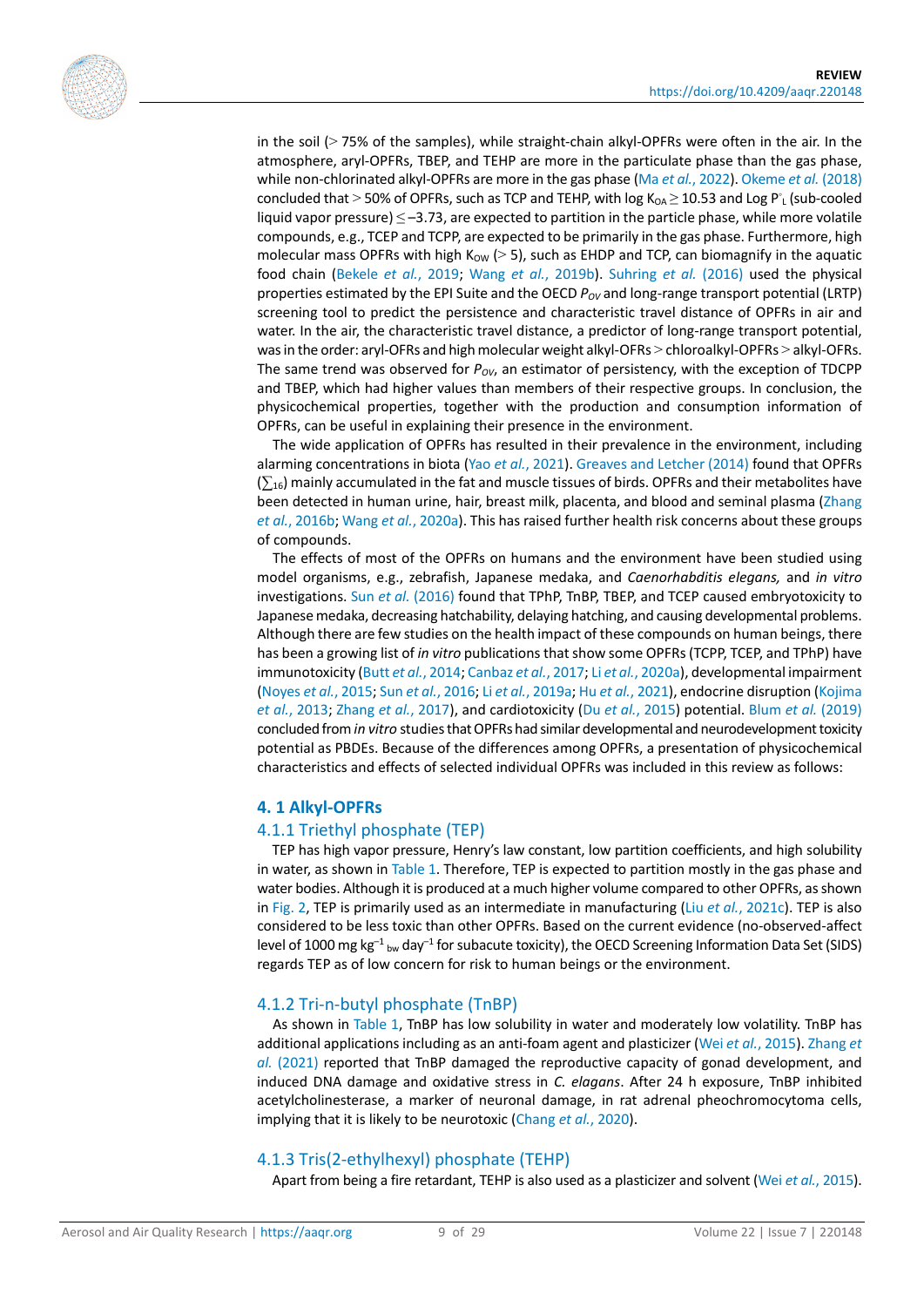in the soil (> 75% of the samples), while straight-chain alkyl-OPFRs were often in the air. In the atmosphere, aryl-OPFRs, TBEP, and TEHP are more in the particulate phase than the gas phase, while non-chlorinated alkyl-OPFRs are more in the gas phase (Ma *et al.*, 2022). Okeme *et al.* (2018) concluded that > 50% of OPFRs, such as TCP and TEHP, with log $K_{OA} \geq 10.53$ and Log $P^{\circ}_{L}$ (sub-cooled liquid vapor pressure) $\leq -3.73$, are expected to partition in the particle phase, while more volatile compounds, e.g., TCEP and TCPP, are expected to be primarily in the gas phase. Furthermore, high molecular mass OPFRs with high $K_{OW}$ (> 5), such as EHDP and TCP, can biomagnify in the aquatic food chain (Bekele *et al.*, 2019; Wang *et al.*, 2019b). Suhring *et al.* (2016) used the physical properties estimated by the EPI Suite and the OECD $P_{OV}$ and long-range transport potential (LRTP) screening tool to predict the persistence and characteristic travel distance of OPFRs in air and water. In the air, the characteristic travel distance, a predictor of long-range transport potential, was in the order: aryl-OFRs and high molecular weight alkyl-OFRs > chloroalkyl-OPFRs > alkyl-OFRs. The same trend was observed for $P_{OV}$, an estimator of persistency, with the exception of TDCPP and TBEP, which had higher values than members of their respective groups. In conclusion, the physicochemical properties, together with the production and consumption information of OPFRs, can be useful in explaining their presence in the environment.

The wide application of OPFRs has resulted in their prevalence in the environment, including alarming concentrations in biota (Yao *et al.*, 2021). Greaves and Letcher (2014) found that OPFRs ($\sum_{16}$) mainly accumulated in the fat and muscle tissues of birds. OPFRs and their metabolites have been detected in human urine, hair, breast milk, placenta, and blood and seminal plasma (Zhang *et al.*, 2016b; Wang *et al.*, 2020a). This has raised further health risk concerns about these groups of compounds.

The effects of most of the OPFRs on humans and the environment have been studied using model organisms, e.g., zebrafish, Japanese medaka, and *Caenorhabditis elegans,* and *in vitro* investigations. Sun *et al.* (2016) found that TPhP, TnBP, TBEP, and TCEP caused embryotoxicity to Japanese medaka, decreasing hatchability, delaying hatching, and causing developmental problems. Although there are few studies on the health impact of these compounds on human beings, there has been a growing list of *in vitro* publications that show some OPFRs (TCPP, TCEP, and TPhP) have immunotoxicity (Butt *et al.*, 2014; Canbaz *et al.*, 2017; Li *et al.*, 2020a), developmental impairment (Noyes *et al.*, 2015; Sun *et al.*, 2016; Li *et al.*, 2019a; Hu *et al.*, 2021), endocrine disruption (Kojima *et al.*, 2013; Zhang *et al.*, 2017), and cardiotoxicity (Du *et al.*, 2015) potential. Blum *et al.* (2019) concluded from *in vitro* studies that OPFRs had similar developmental and neurodevelopment toxicity potential as PBDEs. Because of the differences among OPFRs, a presentation of physicochemical characteristics and effects of selected individual OPFRs was included in this review as follows:

## 4. 1 Alkyl-OPFRs

### 4.1.1 Triethyl phosphate (TEP)

TEP has high vapor pressure, Henry's law constant, low partition coefficients, and high solubility in water, as shown in Table 1. Therefore, TEP is expected to partition mostly in the gas phase and water bodies. Although it is produced at a much higher volume compared to other OPFRs, as shown in Fig. 2, TEP is primarily used as an intermediate in manufacturing (Liu *et al.*, 2021c). TEP is also considered to be less toxic than other OPFRs. Based on the current evidence (no-observed-affect level of 1000 mg $kg^{-1}{}_{bw}$ $day^{-1}$ for subacute toxicity), the OECD Screening Information Data Set (SIDS) regards TEP as of low concern for risk to human beings or the environment.

### 4.1.2 Tri-n-butyl phosphate (TnBP)

As shown in Table 1, TnBP has low solubility in water and moderately low volatility. TnBP has additional applications including as an anti-foam agent and plasticizer (Wei *et al.*, 2015). Zhang *et al.* (2021) reported that TnBP damaged the reproductive capacity of gonad development, and induced DNA damage and oxidative stress in *C. elagans*. After 24 h exposure, TnBP inhibited acetylcholinesterase, a marker of neuronal damage, in rat adrenal pheochromocytoma cells, implying that it is likely to be neurotoxic (Chang *et al.*, 2020).

### 4.1.3 Tris(2-ethylhexyl) phosphate (TEHP)

Apart from being a fire retardant, TEHP is also used as a plasticizer and solvent (Wei *et al.*, 2015).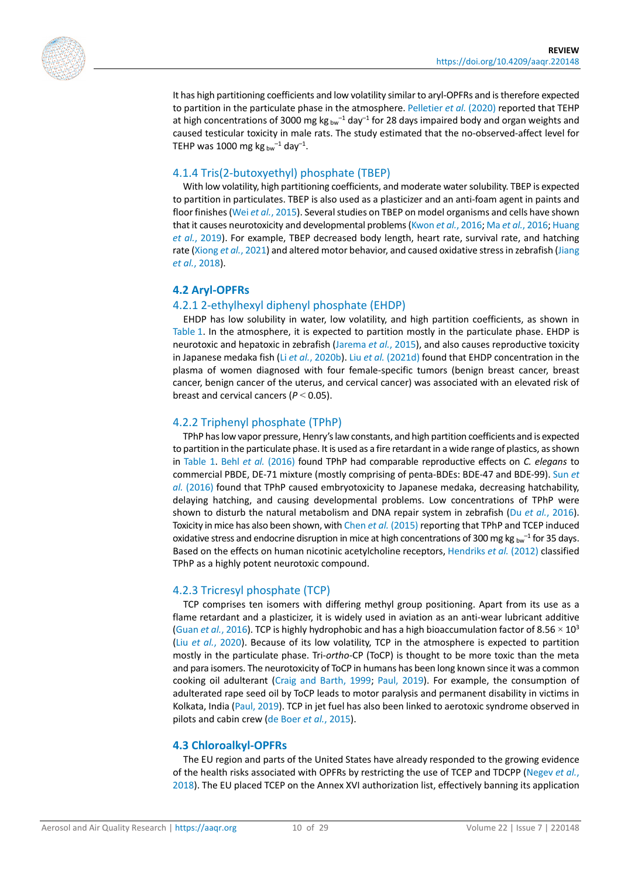It has high partitioning coefficients and low volatility similar to aryl-OPFRs and is therefore expected to partition in the particulate phase in the atmosphere. Pelletier *et al.* (2020) reported that TEHP at high concentrations of 3000 mg $kg_{bw}^{-1}$ $day^{-1}$ for 28 days impaired body and organ weights and caused testicular toxicity in male rats. The study estimated that the no-observed-affect level for TEHP was 1000 mg $kg_{bw}^{-1}$ $day^{-1}$.

### 4.1.4 Tris(2-butoxyethyl) phosphate (TBEP)

With low volatility, high partitioning coefficients, and moderate water solubility. TBEP is expected to partition in particulates. TBEP is also used as a plasticizer and an anti-foam agent in paints and floor finishes (Wei *et al.*, 2015). Several studies on TBEP on model organisms and cells have shown that it causes neurotoxicity and developmental problems (Kwon *et al.*, 2016; Ma *et al.*, 2016; Huang *et al.*, 2019). For example, TBEP decreased body length, heart rate, survival rate, and hatching rate (Xiong *et al.*, 2021) and altered motor behavior, and caused oxidative stress in zebrafish (Jiang *et al.*, 2018).

## 4.2 Aryl-OPFRs

### 4.2.1 2-ethylhexyl diphenyl phosphate (EHDP)

EHDP has low solubility in water, low volatility, and high partition coefficients, as shown in Table 1. In the atmosphere, it is expected to partition mostly in the particulate phase. EHDP is neurotoxic and hepatoxic in zebrafish (Jarema *et al.*, 2015), and also causes reproductive toxicity in Japanese medaka fish (Li *et al.*, 2020b). Liu *et al.* (2021d) found that EHDP concentration in the plasma of women diagnosed with four female-specific tumors (benign breast cancer, breast cancer, benign cancer of the uterus, and cervical cancer) was associated with an elevated risk of breast and cervical cancers ($P < 0.05$).

### 4.2.2 Triphenyl phosphate (TPhP)

TPhP has low vapor pressure, Henry's law constants, and high partition coefficients and is expected to partition in the particulate phase. It is used as a fire retardant in a wide range of plastics, as shown in Table 1. Behl *et al.* (2016) found TPhP had comparable reproductive effects on *C. elegans* to commercial PBDE, DE-71 mixture (mostly comprising of penta-BDEs: BDE-47 and BDE-99). Sun *et al.* (2016) found that TPhP caused embryotoxicity to Japanese medaka, decreasing hatchability, delaying hatching, and causing developmental problems. Low concentrations of TPhP were shown to disturb the natural metabolism and DNA repair system in zebrafish (Du *et al.*, 2016). Toxicity in mice has also been shown, with Chen *et al.* (2015) reporting that TPhP and TCEP induced oxidative stress and endocrine disruption in mice at high concentrations of 300 mg $kg_{bw}^{-1}$ for 35 days. Based on the effects on human nicotinic acetylcholine receptors, Hendriks *et al.* (2012) classified TPhP as a highly potent neurotoxic compound.

### 4.2.3 Tricresyl phosphate (TCP)

TCP comprises ten isomers with differing methyl group positioning. Apart from its use as a flame retardant and a plasticizer, it is widely used in aviation as an anti-wear lubricant additive (Guan *et al.*, 2016). TCP is highly hydrophobic and has a high bioaccumulation factor of $8.56 \times 10^3$ (Liu *et al.*, 2020). Because of its low volatility, TCP in the atmosphere is expected to partition mostly in the particulate phase. Tri-*ortho*-CP (ToCP) is thought to be more toxic than the meta and para isomers. The neurotoxicity of ToCP in humans has been long known since it was a common cooking oil adulterant (Craig and Barth, 1999; Paul, 2019). For example, the consumption of adulterated rape seed oil by ToCP leads to motor paralysis and permanent disability in victims in Kolkata, India (Paul, 2019). TCP in jet fuel has also been linked to aerotoxic syndrome observed in pilots and cabin crew (de Boer *et al.*, 2015).

## 4.3 Chloroalkyl-OPFRs

The EU region and parts of the United States have already responded to the growing evidence of the health risks associated with OPFRs by restricting the use of TCEP and TDCPP (Negev *et al.*, 2018). The EU placed TCEP on the Annex XVI authorization list, effectively banning its application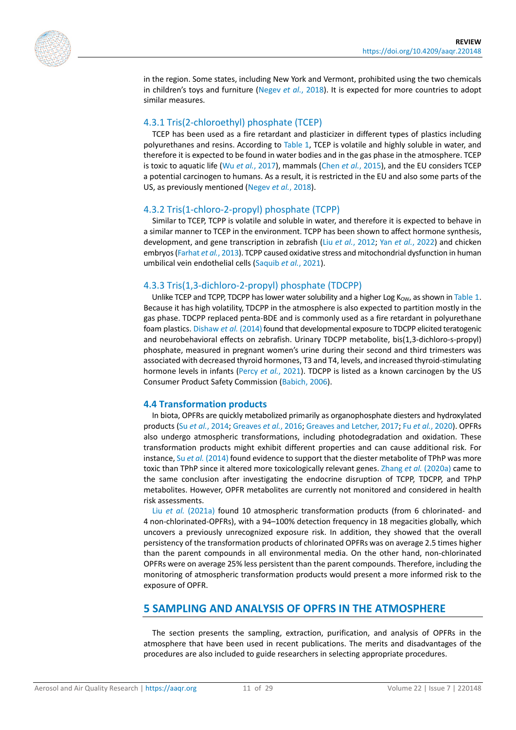in the region. Some states, including New York and Vermont, prohibited using the two chemicals in children's toys and furniture (Negev *et al.*, 2018). It is expected for more countries to adopt similar measures.

### 4.3.1 Tris(2-chloroethyl) phosphate (TCEP)

TCEP has been used as a fire retardant and plasticizer in different types of plastics including polyurethanes and resins. According to Table 1, TCEP is volatile and highly soluble in water, and therefore it is expected to be found in water bodies and in the gas phase in the atmosphere. TCEP is toxic to aquatic life (Wu *et al.*, 2017), mammals (Chen *et al.*, 2015), and the EU considers TCEP a potential carcinogen to humans. As a result, it is restricted in the EU and also some parts of the US, as previously mentioned (Negev *et al.*, 2018).

### 4.3.2 Tris(1-chloro-2-propyl) phosphate (TCPP)

Similar to TCEP, TCPP is volatile and soluble in water, and therefore it is expected to behave in a similar manner to TCEP in the environment. TCPP has been shown to affect hormone synthesis, development, and gene transcription in zebrafish (Liu *et al.*, 2012; Yan *et al.*, 2022) and chicken embryos (Farhat *et al.*, 2013). TCPP caused oxidative stress and mitochondrial dysfunction in human umbilical vein endothelial cells (Saquib *et al.*, 2021).

### 4.3.3 Tris(1,3-dichloro-2-propyl) phosphate (TDCPP)

Unlike TCEP and TCPP, TDCPP has lower water solubility and a higher Log $K_{OW}$, as shown in Table 1. Because it has high volatility, TDCPP in the atmosphere is also expected to partition mostly in the gas phase. TDCPP replaced penta-BDE and is commonly used as a fire retardant in polyurethane foam plastics. Dishaw *et al.* (2014) found that developmental exposure to TDCPP elicited teratogenic and neurobehavioral effects on zebrafish. Urinary TDCPP metabolite, bis(1,3-dichloro-s-propyl) phosphate, measured in pregnant women's urine during their second and third trimesters was associated with decreased thyroid hormones, T3 and T4, levels, and increased thyroid-stimulating hormone levels in infants (Percy *et al.*, 2021). TDCPP is listed as a known carcinogen by the US Consumer Product Safety Commission (Babich, 2006).

## 4.4 Transformation products

In biota, OPFRs are quickly metabolized primarily as organophosphate diesters and hydroxylated products (Su *et al.*, 2014; Greaves *et al.*, 2016; Greaves and Letcher, 2017; Fu *et al.*, 2020). OPFRs also undergo atmospheric transformations, including photodegradation and oxidation. These transformation products might exhibit different properties and can cause additional risk. For instance, Su *et al.* (2014) found evidence to support that the diester metabolite of TPhP was more toxic than TPhP since it altered more toxicologically relevant genes. Zhang *et al.* (2020a) came to the same conclusion after investigating the endocrine disruption of TCPP, TDCPP, and TPhP metabolites. However, OPFR metabolites are currently not monitored and considered in health risk assessments.

Liu *et al.* (2021a) found 10 atmospheric transformation products (from 6 chlorinated- and 4 non-chlorinated-OPFRs), with a 94–100% detection frequency in 18 megacities globally, which uncovers a previously unrecognized exposure risk. In addition, they showed that the overall persistency of the transformation products of chlorinated OPFRs was on average 2.5 times higher than the parent compounds in all environmental media. On the other hand, non-chlorinated OPFRs were on average 25% less persistent than the parent compounds. Therefore, including the monitoring of atmospheric transformation products would present a more informed risk to the exposure of OPFR.

# 5 SAMPLING AND ANALYSIS OF OPFRS IN THE ATMOSPHERE

The section presents the sampling, extraction, purification, and analysis of OPFRs in the atmosphere that have been used in recent publications. The merits and disadvantages of the procedures are also included to guide researchers in selecting appropriate procedures.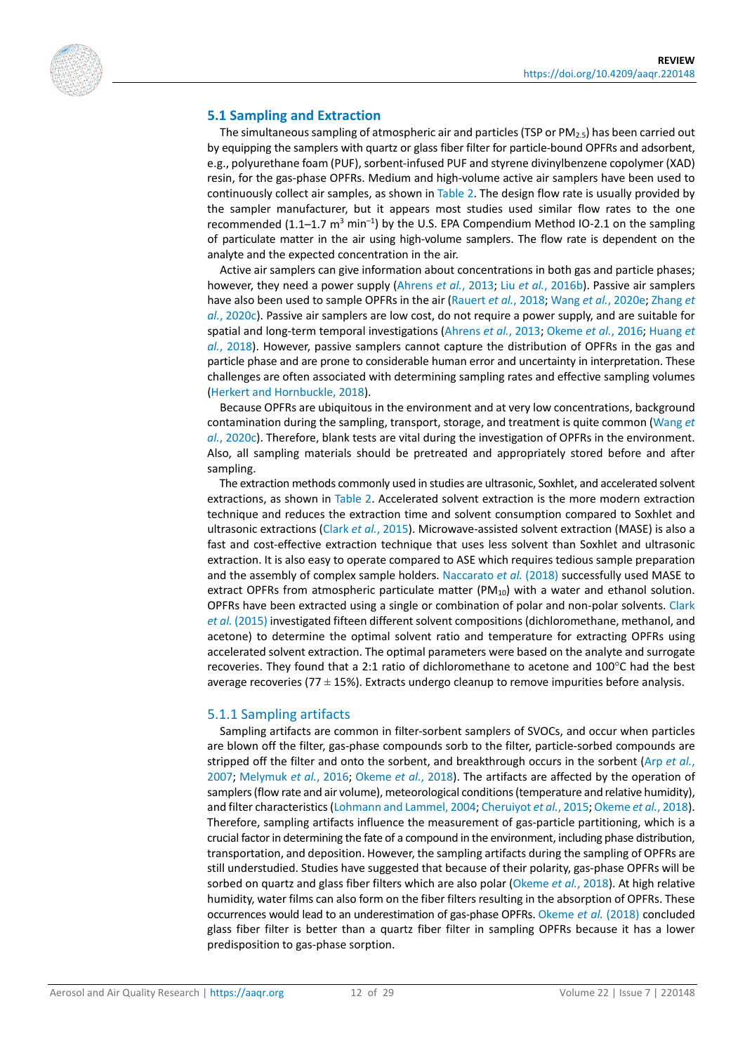## 5.1 Sampling and Extraction

The simultaneous sampling of atmospheric air and particles (TSP or $PM_{2.5}$) has been carried out by equipping the samplers with quartz or glass fiber filter for particle-bound OPFRs and adsorbent, e.g., polyurethane foam (PUF), sorbent-infused PUF and styrene divinylbenzene copolymer (XAD) resin, for the gas-phase OPFRs. Medium and high-volume active air samplers have been used to continuously collect air samples, as shown in Table 2. The design flow rate is usually provided by the sampler manufacturer, but it appears most studies used similar flow rates to the one recommended (1.1–1.7 $m^3$ $min^{-1}$) by the U.S. EPA Compendium Method IO-2.1 on the sampling of particulate matter in the air using high-volume samplers. The flow rate is dependent on the analyte and the expected concentration in the air.

Active air samplers can give information about concentrations in both gas and particle phases; however, they need a power supply (Ahrens *et al.*, 2013; Liu *et al.*, 2016b). Passive air samplers have also been used to sample OPFRs in the air (Rauert *et al.*, 2018; Wang *et al.*, 2020e; Zhang *et al.*, 2020c). Passive air samplers are low cost, do not require a power supply, and are suitable for spatial and long-term temporal investigations (Ahrens *et al.*, 2013; Okeme *et al.*, 2016; Huang *et al.*, 2018). However, passive samplers cannot capture the distribution of OPFRs in the gas and particle phase and are prone to considerable human error and uncertainty in interpretation. These challenges are often associated with determining sampling rates and effective sampling volumes (Herkert and Hornbuckle, 2018).

Because OPFRs are ubiquitous in the environment and at very low concentrations, background contamination during the sampling, transport, storage, and treatment is quite common (Wang *et al.*, 2020c). Therefore, blank tests are vital during the investigation of OPFRs in the environment. Also, all sampling materials should be pretreated and appropriately stored before and after sampling.

The extraction methods commonly used in studies are ultrasonic, Soxhlet, and accelerated solvent extractions, as shown in Table 2. Accelerated solvent extraction is the more modern extraction technique and reduces the extraction time and solvent consumption compared to Soxhlet and ultrasonic extractions (Clark *et al.*, 2015). Microwave-assisted solvent extraction (MASE) is also a fast and cost-effective extraction technique that uses less solvent than Soxhlet and ultrasonic extraction. It is also easy to operate compared to ASE which requires tedious sample preparation and the assembly of complex sample holders. Naccarato *et al.* (2018) successfully used MASE to extract OPFRs from atmospheric particulate matter ($PM_{10}$) with a water and ethanol solution. OPFRs have been extracted using a single or combination of polar and non-polar solvents. Clark *et al.* (2015) investigated fifteen different solvent compositions (dichloromethane, methanol, and acetone) to determine the optimal solvent ratio and temperature for extracting OPFRs using accelerated solvent extraction. The optimal parameters were based on the analyte and surrogate recoveries. They found that a 2:1 ratio of dichloromethane to acetone and 100°C had the best average recoveries (77 ± 15%). Extracts undergo cleanup to remove impurities before analysis.

### 5.1.1 Sampling artifacts

Sampling artifacts are common in filter-sorbent samplers of SVOCs, and occur when particles are blown off the filter, gas-phase compounds sorb to the filter, particle-sorbed compounds are stripped off the filter and onto the sorbent, and breakthrough occurs in the sorbent (Arp *et al.*, 2007; Melymuk *et al.*, 2016; Okeme *et al.*, 2018). The artifacts are affected by the operation of samplers (flow rate and air volume), meteorological conditions (temperature and relative humidity), and filter characteristics (Lohmann and Lammel, 2004; Cheruiyot *et al.*, 2015; Okeme *et al.*, 2018). Therefore, sampling artifacts influence the measurement of gas-particle partitioning, which is a crucial factor in determining the fate of a compound in the environment, including phase distribution, transportation, and deposition. However, the sampling artifacts during the sampling of OPFRs are still understudied. Studies have suggested that because of their polarity, gas-phase OPFRs will be sorbed on quartz and glass fiber filters which are also polar (Okeme *et al.*, 2018). At high relative humidity, water films can also form on the fiber filters resulting in the absorption of OPFRs. These occurrences would lead to an underestimation of gas-phase OPFRs. Okeme *et al.* (2018) concluded glass fiber filter is better than a quartz fiber filter in sampling OPFRs because it has a lower predisposition to gas-phase sorption.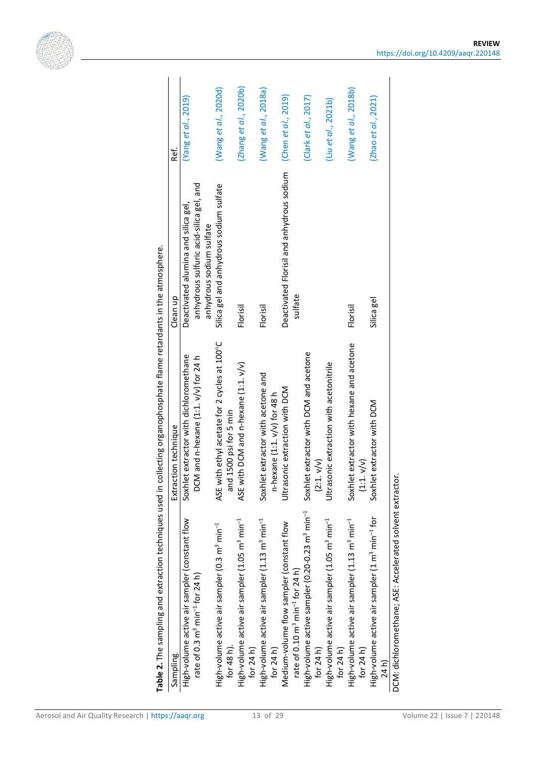**Table 2.** The sampling and extraction techniques used in collecting organophosphate flame retardants in the atmosphere.

| Sampling | Extraction technique | Clean up | Ref. |
|---|---|---|---|
| High-volume active air sampler (constant flow rate of 0.3 $m^3$ $min^{-1}$ for 24 h) | Soxhlet extractor with dichloromethane DCM and n-hexane (1:1. v/v) for 24 h | Deactivated alumina and silica gel, anhydrous sulfuric acid-silica gel, and anhydrous sodium sulfate | (Yang *et al.*, 2019) |
| High-volume active air sampler (0.3 $m^3$ $min^{-1}$ for 48 h). | ASE with ethyl acetate for 2 cycles at 100°C and 1500 psi for 5 min | Silica gel and anhydrous sodium sulfate | (Wang *et al.*, 2020d) |
| High-volume active air sampler (1.05 $m^3$ $min^{-1}$ for 24 h) | ASE with DCM and n-hexane (1:1. v/v) | Florisil | (Zhang *et al.*, 2020b) |
| High-volume active air sampler (1.13 $m^3$ $min^{-1}$ for 24 h) | Soxhlet extractor with acetone and n-hexane (1:1. v/v) for 48 h | Florisil | (Wang *et al.*, 2018a) |
| Medium-volume flow sampler (constant flow rate of 0.10 $m^3$ $min^{-1}$ for 24 h) | Ultrasonic extraction with DCM | Deactivated Florisil and anhydrous sodium sulfate | (Chen *et al.*, 2019) |
| High-volume active sampler (0.20-0.23 $m^3$ $min^{-1}$ for 24 h) | Soxhlet extractor with DCM and acetone (2:1. v/v) | | (Clark *et al.*, 2017) |
| High-volume active air sampler (1.05 $m^3$ $min^{-1}$ for 24 h) | Ultrasonic extraction with acetonitrile | | (Liu *et al.*, 2021b) |
| High-volume active air sampler (1.13 $m^3$ $min^{-1}$ for 24 h) | Soxhlet extractor with hexane and acetone (1:1. v/v) | Florisil | (Wang *et al.*, 2018b) |
| High-volume active air sampler (1 $m^3$ $min^{-1}$ for 24 h) | Soxhlet extractor with DCM | Silica gel | (Zhao *et al.*, 2021) |

DCM: dichloromethane; ASE: Accelerated solvent extractor.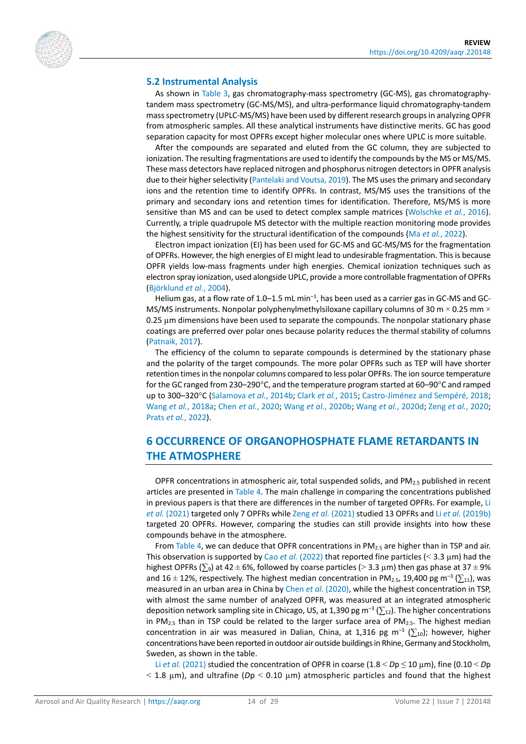## 5.2 Instrumental Analysis

As shown in Table 3, gas chromatography-mass spectrometry (GC-MS), gas chromatography-tandem mass spectrometry (GC-MS/MS), and ultra-performance liquid chromatography-tandem mass spectrometry (UPLC-MS/MS) have been used by different research groups in analyzing OPFR from atmospheric samples. All these analytical instruments have distinctive merits. GC has good separation capacity for most OPFRs except higher molecular ones where UPLC is more suitable.

After the compounds are separated and eluted from the GC column, they are subjected to ionization. The resulting fragmentations are used to identify the compounds by the MS or MS/MS. These mass detectors have replaced nitrogen and phosphorus nitrogen detectors in OPFR analysis due to their higher selectivity (Pantelaki and Voutsa, 2019). The MS uses the primary and secondary ions and the retention time to identify OPFRs. In contrast, MS/MS uses the transitions of the primary and secondary ions and retention times for identification. Therefore, MS/MS is more sensitive than MS and can be used to detect complex sample matrices (Wolschke *et al.*, 2016). Currently, a triple quadrupole MS detector with the multiple reaction monitoring mode provides the highest sensitivity for the structural identification of the compounds (Ma *et al.*, 2022).

Electron impact ionization (EI) has been used for GC-MS and GC-MS/MS for the fragmentation of OPFRs. However, the high energies of EI might lead to undesirable fragmentation. This is because OPFR yields low-mass fragments under high energies. Chemical ionization techniques such as electron spray ionization, used alongside UPLC, provide a more controllable fragmentation of OPFRs (Björklund *et al.*, 2004).

Helium gas, at a flow rate of 1.0–1.5 mL $min^{-1}$, has been used as a carrier gas in GC-MS and GC-MS/MS instruments. Nonpolar polyphenylmethylsiloxane capillary columns of 30 m $\times$ 0.25 mm $\times$ 0.25 µm dimensions have been used to separate the compounds. The nonpolar stationary phase coatings are preferred over polar ones because polarity reduces the thermal stability of columns (Patnaik, 2017).

The efficiency of the column to separate compounds is determined by the stationary phase and the polarity of the target compounds. The more polar OPFRs such as TEP will have shorter retention times in the nonpolar columns compared to less polar OPFRs. The ion source temperature for the GC ranged from 230–290°C, and the temperature program started at 60–90°C and ramped up to 300–320°C (Salamova *et al.*, 2014b; Clark *et al.*, 2015; Castro-Jiménez and Sempéré, 2018; Wang *et al.*, 2018a; Chen *et al.*, 2020; Wang *et al.*, 2020b; Wang *et al.*, 2020d; Zeng *et al.*, 2020; Prats *et al.*, 2022).

# 6 OCCURRENCE OF ORGANOPHOSPHATE FLAME RETARDANTS IN THE ATMOSPHERE

OPFR concentrations in atmospheric air, total suspended solids, and $PM_{2.5}$ published in recent articles are presented in Table 4. The main challenge in comparing the concentrations published in previous papers is that there are differences in the number of targeted OPFRs. For example, Li *et al.* (2021) targeted only 7 OPFRs while Zeng *et al.* (2021) studied 13 OPFRs and Li *et al.* (2019b) targeted 20 OPFRs. However, comparing the studies can still provide insights into how these compounds behave in the atmosphere.

From Table 4, we can deduce that OPFR concentrations in $PM_{2.5}$ are higher than in TSP and air. This observation is supported by Cao *et al.* (2022) that reported fine particles (< 3.3 µm) had the highest OPFRs ($\sum_9$) at 42 ± 6%, followed by coarse particles (> 3.3 µm) then gas phase at 37 ± 9% and 16 ± 12%, respectively. The highest median concentration in $PM_{2.5}$, 19,400 pg $m^{-3}$ ($\sum_{11}$), was measured in an urban area in China by Chen *et al.* (2020), while the highest concentration in TSP, with almost the same number of analyzed OPFR, was measured at an integrated atmospheric deposition network sampling site in Chicago, US, at 1,390 pg $m^{-3}$ ($\sum_{12}$). The higher concentrations in $PM_{2.5}$ than in TSP could be related to the larger surface area of $PM_{2.5}$. The highest median concentration in air was measured in Dalian, China, at 1,316 pg $m^{-3}$ ($\sum_{10}$); however, higher concentrations have been reported in outdoor air outside buildings in Rhine, Germany and Stockholm, Sweden, as shown in the table.

Li *et al.* (2021) studied the concentration of OPFR in coarse (1.8 < *D*p ≤ 10 µm), fine (0.10 < *D*p < 1.8 µm), and ultrafine (*D*p < 0.10 µm) atmospheric particles and found that the highest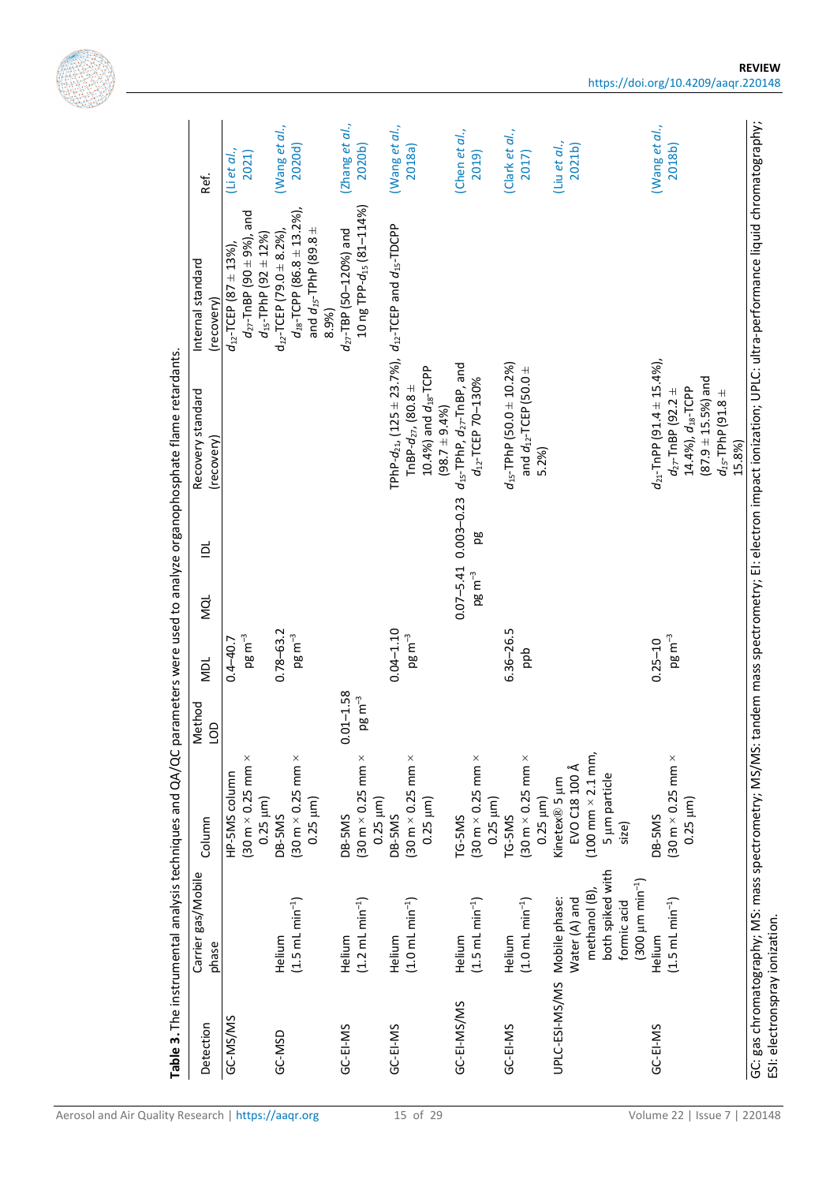**Table 3.** The instrumental analysis techniques and QA/QC parameters were used to analyze organophosphate flame retardants.

| Detection | Carrier gas/Mobile phase | Column | Method LOD | MDL | MQL | IDL | Recovery standard (recovery) | Internal standard (recovery) | Ref. |
|---|---|---|---|---|---|---|---|---|---|
| GC-MS/MS | | HP-5MS column (30 m × 0.25 mm × 0.25 µm) | | 0.4–40.7 pg m$^{-3}$ | | | | $d_{12}$-TCEP (87 ± 13%), $d_{27}$-TnBP (90 ± 9%), and $d_{15}$-TPhP (92 ± 12%) | (Li *et al.*, 2021) |
| GC-MSD | Helium (1.5 mL min$^{-1}$) | DB-5MS (30 m × 0.25 mm × 0.25 µm) | | 0.78–63.2 pg m$^{-3}$ | | | | $d_{12}$-TCEP (79.0 ± 8.2%), $d_{18}$-TCPP (86.8 ± 13.2%), and $d_{15}$-TPhP (89.8 ± 8.9%) | (Wang *et al.*, 2020d) |
| GC-EI-MS | Helium (1.2 mL min$^{-1}$) | DB-5MS (30 m × 0.25 mm × 0.25 µm) | 0.01–1.58 pg m$^{-3}$ | | | | | $d_{27}$-TBP (50–120%) and 10 ng TPP-$d_{15}$ (81–114%) | (Zhang *et al.*, 2020b) |
| GC-EI-MS | Helium (1.0 mL min$^{-1}$) | DB-5MS (30 m × 0.25 mm × 0.25 µm) | | 0.04–1.10 pg m$^{-3}$ | | | TPhP-$d_{15}$, (125 ± 23.7%), TnBP-$d_{27}$, (80.8 ± 10.4%) and $d_{18}$-TCPP (98.7 ± 9.4%) | $d_{12}$-TCEP and $d_{15}$-TDCPP | (Wang *et al.*, 2018a) |
| GC-EI-MS/MS | Helium (1.5 mL min$^{-1}$) | TG-5MS (30 m × 0.25 mm × 0.25 µm) | | | 0.07–5.41 pg m$^{-3}$ | 0.003–0.23 pg | $d_{15}$-TPhP, $d_{27}$-TnBP, and $d_{12}$-TCEP 70–130% | | (Chen *et al.*, 2019) |
| GC-EI-MS | Helium (1.0 mL min$^{-1}$) | TG-5MS (30 m × 0.25 mm × 0.25 µm) | | 6.36–26.5 ppb | | | $d_{15}$-TPhP (50.0 ± 10.2%) and $d_{12}$-TCEP (50.0 ± 5.2%) | | (Clark *et al.*, 2017) |
| UPLC-ESI-MS/MS | Mobile phase: Water (A) and methanol (B), both spiked with formic acid (300 µm min$^{-1}$) | Kinetex® 5 µm EVO C18 100 Å (100 mm × 2.1 mm, 5 µm particle size) | | | | | | | (Liu *et al.*, 2021b) |
| GC-EI-MS | Helium (1.5 mL min$^{-1}$) | DB-5MS (30 m × 0.25 mm × 0.25 µm) | | 0.25–10 pg m$^{-3}$ | | | $d_{21}$-TnPP (91.4 ± 15.4%), $d_{27}$-TnBP (92.2 ± 14.4%), $d_{18}$-TCPP (87.9 ± 15.5%) and $d_{15}$-TPhP (91.8 ± 15.8%) | | (Wang *et al.*, 2018b) |

GC: gas chromatography; MS: mass spectrometry; MS/MS: tandem mass spectrometry; EI: electron impact ionization; UPLC: ultra-performance liquid chromatography; ESI: electronspray ionization.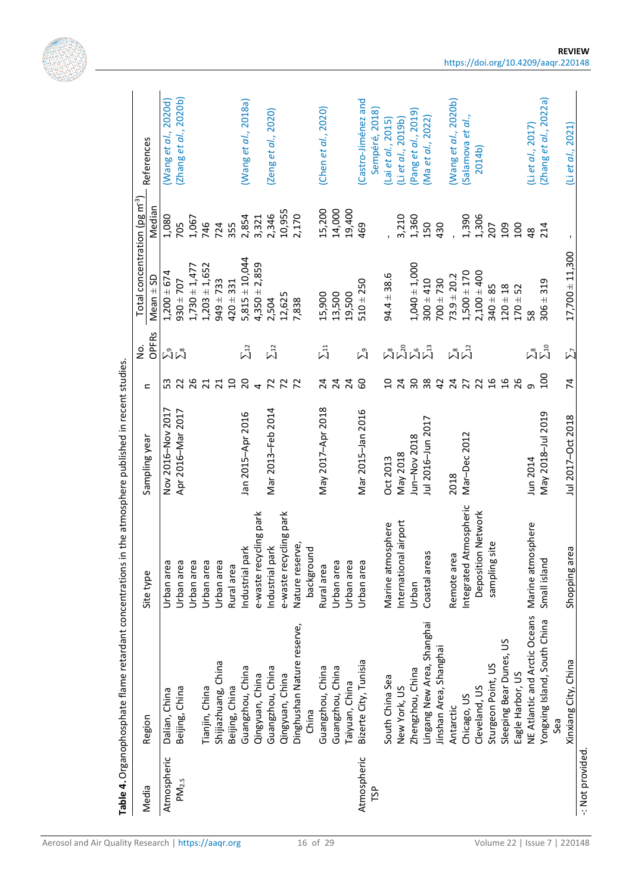**Table 4.** Organophosphate flame retardant concentrations in the atmosphere published in recent studies.

| Media | Region | Site type | Sampling year | n | No. OPFRs | Total concentration (pg m$^{-3}$) | | References |
|---|---|---|---|---|---|---|---|---|
| | | | | | | Mean ± SD | Median | |
| Atmospheric $PM_{2.5}$ | Dalian, China | Urban area | Nov 2016–Nov 2017 | 53 | $\sum_9$ | 1,200 ± 674 | 1,080 | (Wang *et al.*, 2020d) |
| | Beijing, China | Urban area | Apr 2016–Mar 2017 | 22 | $\sum_8$ | 930 ± 707 | 705 | (Zhang *et al.*, 2020b) |
| | | Urban area | | 26 | | 1,730 ± 1,477 | 1,067 | |
| | Tianjin, China | Urban area | | 21 | | 1,203 ± 1,652 | 746 | |
| | Shijiazhuang, China | Urban area | | 21 | | 949 ± 733 | 724 | |
| | Beijing, China | Rural area | | 10 | | 420 ± 331 | 355 | |
| | Guangzhou, China | Industrial park | Jan 2015–Apr 2016 | 20 | $\sum_{12}$ | 5,815 ± 10,044 | 2,854 | (Wang *et al.*, 2018a) |
| | Qingyuan, China | e-waste recycling park | | 4 | | 4,350 ± 2,859 | 3,321 | |
| | Guangzhou, China | Industrial park | Mar 2013–Feb 2014 | 72 | $\sum_{12}$ | 2,504 | 2,346 | (Zeng *et al.*, 2020) |
| | Qingyuan, China | e-waste recycling park | | 72 | | 12,625 | 10,955 | |
| | Dinghushan Nature reserve, China | Nature reserve, background | | 72 | | 7,838 | 2,170 | |
| | Guangzhou, China | Rural area | May 2017–Apr 2018 | 24 | $\sum_{11}$ | 15,900 | 15,200 | (Chen *et al.*, 2020) |
| | Guangzhou, China | Urban area | | 24 | | 13,500 | 14,000 | |
| | Taiyuan, China | Urban area | | 24 | | 19,500 | 19,400 | |
| Atmospheric TSP | Bizerte City, Tunisia | Urban area | Mar 2015–Jan 2016 | 60 | $\sum_9$ | 510 ± 250 | 469 | (Castro-Jiménez and Sempéré, 2018) |
| | South China Sea | Marine atmosphere | Oct 2013 | 10 | $\sum_8$ | 94.4 ± 38.6 | - | (Lai *et al.*, 2015) |
| | New York, US | International airport | May 2018 | 24 | $\sum_{20}$ | | 3,210 | (Li *et al.*, 2019b) |
| | Zhengzhou, China | Urban | Jun–Nov 2018 | 30 | $\sum_6$ | 1,040 ± 1,000 | 1,360 | (Pang *et al.*, 2019) |
| | Lingang New Area, Shanghai | Coastal areas | Jul 2016–Jun 2017 | 38 | $\sum_{13}$ | 300 ± 410 | 150 | (Ma *et al.*, 2022) |
| | Jinshan Area, Shanghai | | | 42 | | 700 ± 730 | 430 | |
| | Antarctic | Remote area | 2018 | 24 | $\sum_8$ | 73.9 ± 20.2 | - | (Wang *et al.*, 2020b) |
| | Chicago, US | Integrated Atmospheric Deposition Network sampling site | Mar–Dec 2012 | 27 | $\sum_{12}$ | 1,500 ± 170 | 1,390 | (Salamova *et al.*, 2014b) |
| | Cleveland, US | | | 22 | | 2,100 ± 400 | 1,306 | |
| | Sturgeon Point, US | | | 16 | | 340 ± 85 | 207 | |
| | Sleeping Bear Dunes, US | | | 16 | | 120 ± 18 | 109 | |
| | Eagle Harbor, US | | | 26 | | 170 ± 52 | 100 | |
| | NE Atlantic and Arctic Oceans | Marine atmosphere | Jun 2014 | 9 | $\sum_8$ | 58 | 48 | (Li *et al.*, 2017) |
| | Yongxing Island, South China Sea | Small island | May 2018–Jul 2019 | 100 | $\sum_{10}$ | 306 ± 319 | 214 | (Zhang *et al.*, 2022a) |
| | Xinxiang City, China | Shopping area | Jul 2017–Oct 2018 | 74 | $\sum_7$ | 17,700 ± 11,300 | - | (Li *et al.*, 2021) |

-: Not provided.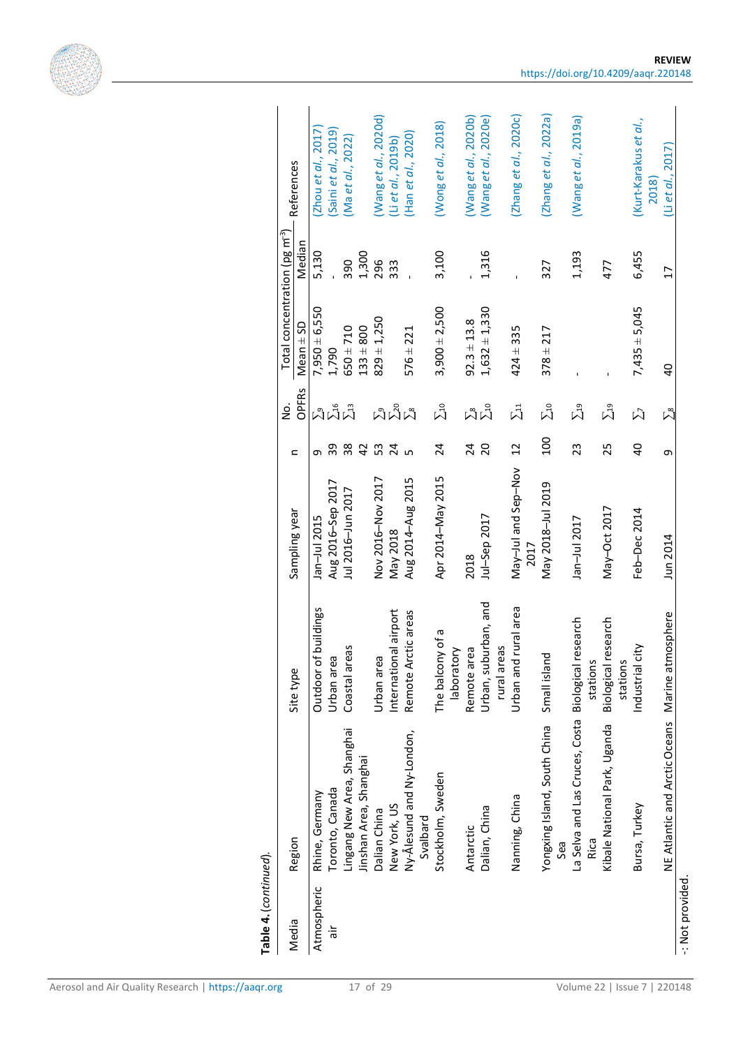**Table 4.** (*continued*).

| Media | Region | Site type | Sampling year | n | No. OPFRs | Total concentration (pg m$^{-3}$) | | References |
|---|---|---|---|---|---|---|---|---|
| | | | | | | Mean ± SD | Median | |
| Atmospheric air | Rhine, Germany | Outdoor of buildings | Jan–Jul 2015 | 9 | $\sum_9$ | 7,950 ± 6,550 | 5,130 | (Zhou *et al.*, 2017) |
| | Toronto, Canada | Urban area | Aug 2016–Sep 2017 | 39 | $\sum_{16}$ | 1,790 | - | (Saini *et al.*, 2019) |
| | Lingang New Area, Shanghai | Coastal areas | Jul 2016–Jun 2017 | 38 | $\sum_{13}$ | 650 ± 710 | 390 | (Ma *et al.*, 2022) |
| | Jinshan Area, Shanghai | | | 42 | | 133 ± 800 | 1,300 | |
| | Dalian China | Urban area | Nov 2016–Nov 2017 | 53 | $\sum_9$ | 829 ± 1,250 | 296 | (Wang *et al.*, 2020d) |
| | New York, US | International airport | May 2018 | 24 | $\sum_{20}$ | | 333 | (Li *et al.*, 2019b) |
| | Ny-Ålesund and Ny-London, Svalbard | Remote Arctic areas | Aug 2014–Aug 2015 | 5 | $\sum_8$ | 576 ± 221 | - | (Han *et al.*, 2020) |
| | Stockholm, Sweden | The balcony of a laboratory | Apr 2014–May 2015 | 24 | $\sum_{10}$ | 3,900 ± 2,500 | 3,100 | (Wong *et al.*, 2018) |
| | Antarctic | Remote area | 2018 | 24 | $\sum_8$ | 92.3 ± 13.8 | - | (Wang *et al.*, 2020b) |
| | Dalian, China | Urban, suburban, and rural areas | Jul–Sep 2017 | 20 | $\sum_{10}$ | 1,632 ± 1,330 | 1,316 | (Wang *et al.*, 2020e) |
| | Nanning, China | Urban and rural area | May–Jul and Sep–Nov 2017 | 12 | $\sum_{11}$ | 424 ± 335 | - | (Zhang *et al.*, 2020c) |
| | Yongxing Island, South China Sea | Small island | May 2018–Jul 2019 | 100 | $\sum_{10}$ | 378 ± 217 | 327 | (Zhang *et al.*, 2022a) |
| | La Selva and Las Cruces, Costa Rica | Biological research stations | Jan–Jul 2017 | 23 | $\sum_{19}$ | - | 1,193 | (Wang *et al.*, 2019a) |
| | Kibale National Park, Uganda | Biological research stations | May–Oct 2017 | 25 | $\sum_{19}$ | - | 477 | |
| | Bursa, Turkey | Industrial city | Feb–Dec 2014 | 40 | $\sum_7$ | 7,435 ± 5,045 | 6,455 | (Kurt-Karakus *et al.*, 2018) |
| | NE Atlantic and Arctic Oceans | Marine atmosphere | Jun 2014 | 9 | $\sum_8$ | 40 | 17 | (Li *et al.*, 2017) |

-: Not provided.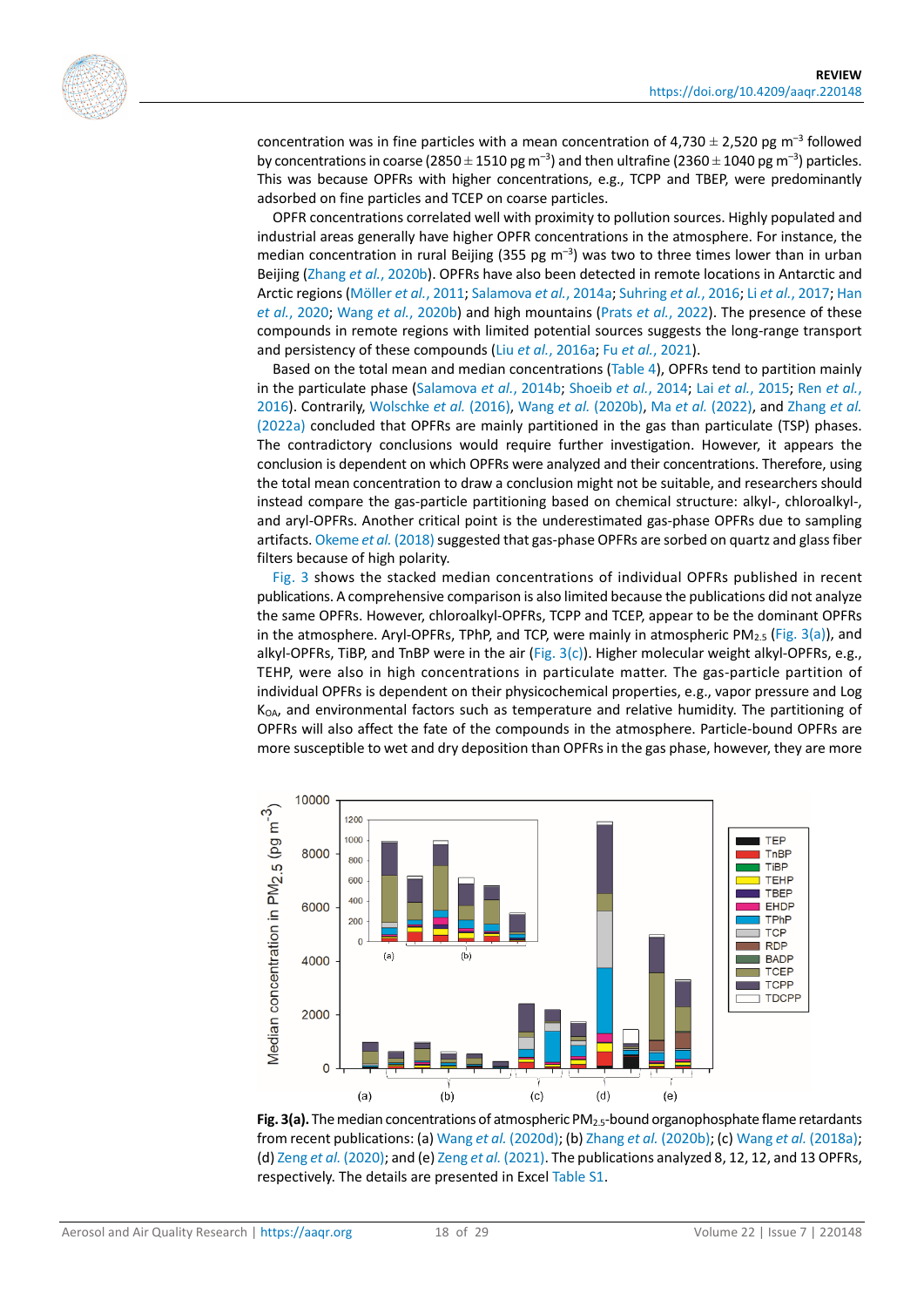concentration was in fine particles with a mean concentration of 4,730 ± 2,520 pg $m^{-3}$ followed by concentrations in coarse (2850 ± 1510 pg $m^{-3}$) and then ultrafine (2360 ± 1040 pg $m^{-3}$) particles. This was because OPFRs with higher concentrations, e.g., TCPP and TBEP, were predominantly adsorbed on fine particles and TCEP on coarse particles.

OPFR concentrations correlated well with proximity to pollution sources. Highly populated and industrial areas generally have higher OPFR concentrations in the atmosphere. For instance, the median concentration in rural Beijing (355 pg $m^{-3}$) was two to three times lower than in urban Beijing (Zhang *et al.*, 2020b). OPFRs have also been detected in remote locations in Antarctic and Arctic regions (Möller *et al.*, 2011; Salamova *et al.*, 2014a; Suhring *et al.*, 2016; Li *et al.*, 2017; Han *et al.*, 2020; Wang *et al.*, 2020b) and high mountains (Prats *et al.*, 2022). The presence of these compounds in remote regions with limited potential sources suggests the long-range transport and persistency of these compounds (Liu *et al.*, 2016a; Fu *et al.*, 2021).

Based on the total mean and median concentrations (Table 4), OPFRs tend to partition mainly in the particulate phase (Salamova *et al.*, 2014b; Shoeib *et al.*, 2014; Lai *et al.*, 2015; Ren *et al.*, 2016). Contrarily, Wolschke *et al.* (2016), Wang *et al.* (2020b), Ma *et al.* (2022), and Zhang *et al.* (2022a) concluded that OPFRs are mainly partitioned in the gas than particulate (TSP) phases. The contradictory conclusions would require further investigation. However, it appears the conclusion is dependent on which OPFRs were analyzed and their concentrations. Therefore, using the total mean concentration to draw a conclusion might not be suitable, and researchers should instead compare the gas-particle partitioning based on chemical structure: alkyl-, chloroalkyl-, and aryl-OPFRs. Another critical point is the underestimated gas-phase OPFRs due to sampling artifacts. Okeme *et al.* (2018) suggested that gas-phase OPFRs are sorbed on quartz and glass fiber filters because of high polarity.

Fig. 3 shows the stacked median concentrations of individual OPFRs published in recent publications. A comprehensive comparison is also limited because the publications did not analyze the same OPFRs. However, chloroalkyl-OPFRs, TCPP and TCEP, appear to be the dominant OPFRs in the atmosphere. Aryl-OPFRs, TPhP, and TCP, were mainly in atmospheric $PM_{2.5}$ (Fig. 3(a)), and alkyl-OPFRs, TiBP, and TnBP were in the air (Fig. 3(c)). Higher molecular weight alkyl-OPFRs, e.g., TEHP, were also in high concentrations in particulate matter. The gas-particle partition of individual OPFRs is dependent on their physicochemical properties, e.g., vapor pressure and Log $K_{OA}$, and environmental factors such as temperature and relative humidity. The partitioning of OPFRs will also affect the fate of the compounds in the atmosphere. Particle-bound OPFRs are more susceptible to wet and dry deposition than OPFRs in the gas phase, however, they are more

**Fig. 3(a).** The median concentrations of atmospheric $PM_{2.5}$-bound organophosphate flame retardants from recent publications: (a) Wang *et al.* (2020d); (b) Zhang *et al.* (2020b); (c) Wang *et al.* (2018a); (d) Zeng *et al.* (2020); and (e) Zeng *et al.* (2021). The publications analyzed 8, 12, 12, and 13 OPFRs, respectively. The details are presented in Excel Table S1.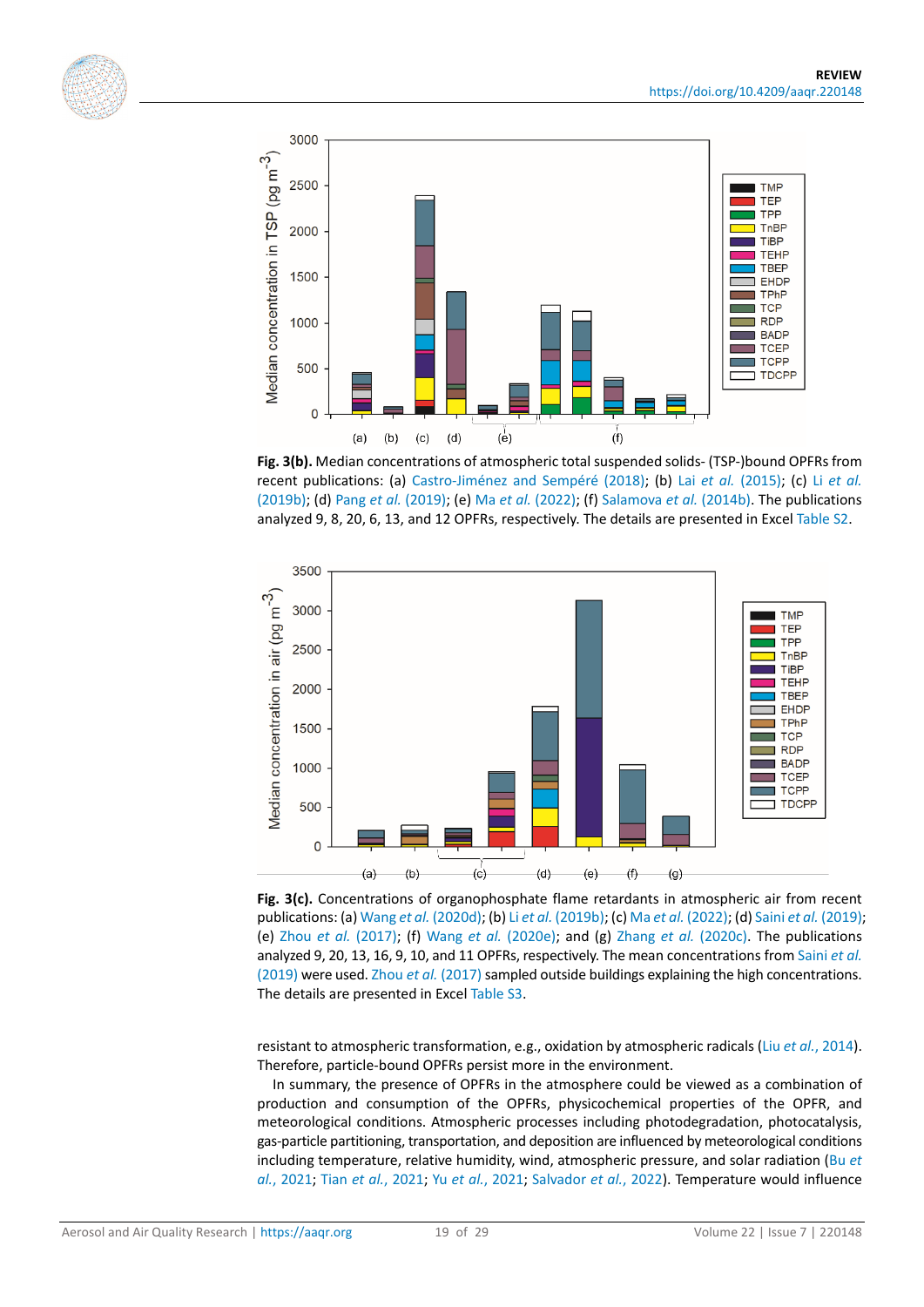**Fig. 3(b).** Median concentrations of atmospheric total suspended solids- (TSP-)bound OPFRs from recent publications: (a) Castro-Jiménez and Sempéré (2018); (b) Lai *et al.* (2015); (c) Li *et al.* (2019b); (d) Pang *et al.* (2019); (e) Ma *et al.* (2022); (f) Salamova *et al.* (2014b). The publications analyzed 9, 8, 20, 6, 13, and 12 OPFRs, respectively. The details are presented in Excel Table S2.

**Fig. 3(c).** Concentrations of organophosphate flame retardants in atmospheric air from recent publications: (a) Wang *et al.* (2020d); (b) Li *et al.* (2019b); (c) Ma *et al.* (2022); (d) Saini *et al.* (2019); (e) Zhou *et al.* (2017); (f) Wang *et al.* (2020e); and (g) Zhang *et al.* (2020c). The publications analyzed 9, 20, 13, 16, 9, 10, and 11 OPFRs, respectively. The mean concentrations from Saini *et al.* (2019) were used. Zhou *et al.* (2017) sampled outside buildings explaining the high concentrations. The details are presented in Excel Table S3.

resistant to atmospheric transformation, e.g., oxidation by atmospheric radicals (Liu *et al.*, 2014). Therefore, particle-bound OPFRs persist more in the environment.

In summary, the presence of OPFRs in the atmosphere could be viewed as a combination of production and consumption of the OPFRs, physicochemical properties of the OPFR, and meteorological conditions. Atmospheric processes including photodegradation, photocatalysis, gas-particle partitioning, transportation, and deposition are influenced by meteorological conditions including temperature, relative humidity, wind, atmospheric pressure, and solar radiation (Bu *et al.*, 2021; Tian *et al.*, 2021; Yu *et al.*, 2021; Salvador *et al.*, 2022). Temperature would influence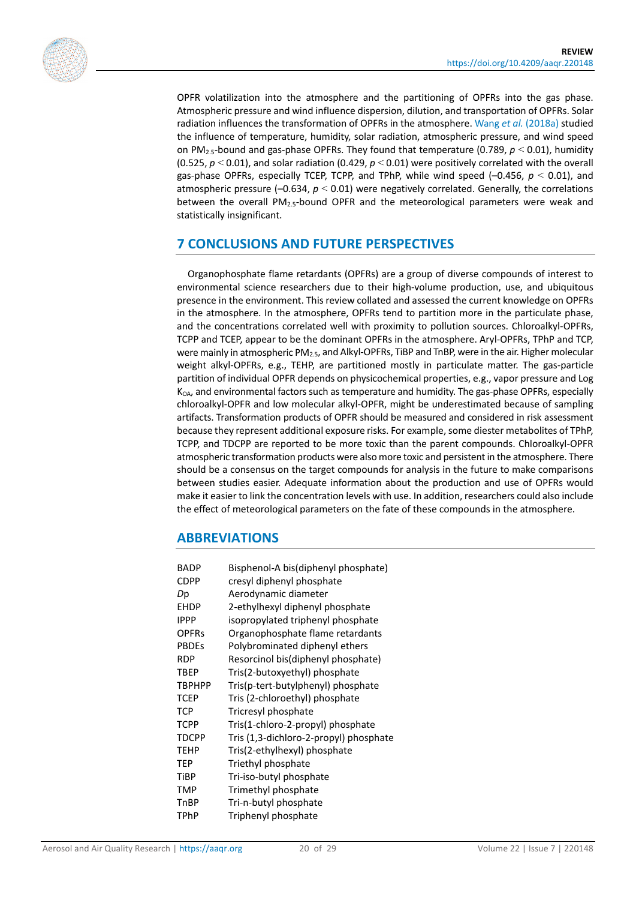OPFR volatilization into the atmosphere and the partitioning of OPFRs into the gas phase. Atmospheric pressure and wind influence dispersion, dilution, and transportation of OPFRs. Solar radiation influences the transformation of OPFRs in the atmosphere. Wang *et al.* (2018a) studied the influence of temperature, humidity, solar radiation, atmospheric pressure, and wind speed on $PM_{2.5}$-bound and gas-phase OPFRs. They found that temperature (0.789, $p < 0.01$), humidity (0.525, $p < 0.01$), and solar radiation (0.429, $p < 0.01$) were positively correlated with the overall gas-phase OPFRs, especially TCEP, TCPP, and TPhP, while wind speed (–0.456, $p < 0.01$), and atmospheric pressure (–0.634, $p < 0.01$) were negatively correlated. Generally, the correlations between the overall $PM_{2.5}$-bound OPFR and the meteorological parameters were weak and statistically insignificant.

## 7 CONCLUSIONS AND FUTURE PERSPECTIVES

Organophosphate flame retardants (OPFRs) are a group of diverse compounds of interest to environmental science researchers due to their high-volume production, use, and ubiquitous presence in the environment. This review collated and assessed the current knowledge on OPFRs in the atmosphere. In the atmosphere, OPFRs tend to partition more in the particulate phase, and the concentrations correlated well with proximity to pollution sources. Chloroalkyl-OPFRs, TCPP and TCEP, appear to be the dominant OPFRs in the atmosphere. Aryl-OPFRs, TPhP and TCP, were mainly in atmospheric $PM_{2.5}$, and Alkyl-OPFRs, TiBP and TnBP, were in the air. Higher molecular weight alkyl-OPFRs, e.g., TEHP, are partitioned mostly in particulate matter. The gas-particle partition of individual OPFR depends on physicochemical properties, e.g., vapor pressure and Log $K_{OA}$, and environmental factors such as temperature and humidity. The gas-phase OPFRs, especially chloroalkyl-OPFR and low molecular alkyl-OPFR, might be underestimated because of sampling artifacts. Transformation products of OPFR should be measured and considered in risk assessment because they represent additional exposure risks. For example, some diester metabolites of TPhP, TCPP, and TDCPP are reported to be more toxic than the parent compounds. Chloroalkyl-OPFR atmospheric transformation products were also more toxic and persistent in the atmosphere. There should be a consensus on the target compounds for analysis in the future to make comparisons between studies easier. Adequate information about the production and use of OPFRs would make it easier to link the concentration levels with use. In addition, researchers could also include the effect of meteorological parameters on the fate of these compounds in the atmosphere.

## ABBREVIATIONS

| | |
|---|---|
| BADP | Bisphenol-A bis(diphenyl phosphate) |
| CDPP | cresyl diphenyl phosphate |
| *D*p | Aerodynamic diameter |
| EHDP | 2-ethylhexyl diphenyl phosphate |
| IPPP | isopropylated triphenyl phosphate |
| OPFRs | Organophosphate flame retardants |
| PBDEs | Polybrominated diphenyl ethers |
| RDP | Resorcinol bis(diphenyl phosphate) |
| TBEP | Tris(2-butoxyethyl) phosphate |
| TBPHPP | Tris(p-tert-butylphenyl) phosphate |
| TCEP | Tris (2-chloroethyl) phosphate |
| TCP | Tricresyl phosphate |
| TCPP | Tris(1-chloro-2-propyl) phosphate |
| TDCPP | Tris (1,3-dichloro-2-propyl) phosphate |
| TEHP | Tris(2-ethylhexyl) phosphate |
| TEP | Triethyl phosphate |
| TiBP | Tri-iso-butyl phosphate |
| TMP | Trimethyl phosphate |
| TnBP | Tri-n-butyl phosphate |
| TPhP | Triphenyl phosphate |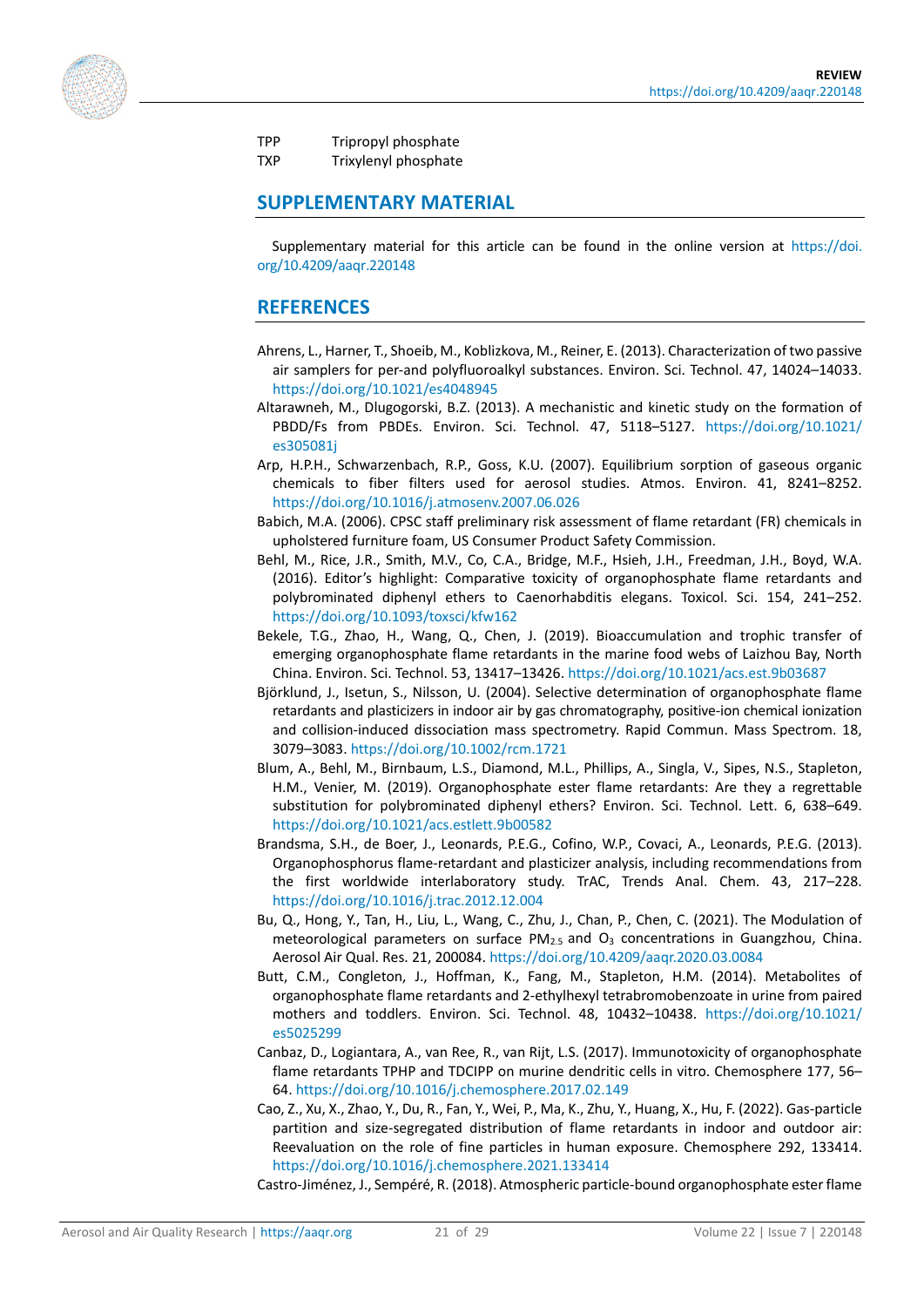| | |
|---|---|
| TPP | Tripropyl phosphate |
| TXP | Trixylenyl phosphate |

## SUPPLEMENTARY MATERIAL

Supplementary material for this article can be found in the online version at https://doi.org/10.4209/aaqr.220148

## REFERENCES

Ahrens, L., Harner, T., Shoeib, M., Koblizkova, M., Reiner, E. (2013). Characterization of two passive air samplers for per-and polyfluoroalkyl substances. Environ. Sci. Technol. 47, 14024–14033. https://doi.org/10.1021/es4048945

Altarawneh, M., Dlugogorski, B.Z. (2013). A mechanistic and kinetic study on the formation of PBDD/Fs from PBDEs. Environ. Sci. Technol. 47, 5118–5127. https://doi.org/10.1021/es305081j

Arp, H.P.H., Schwarzenbach, R.P., Goss, K.U. (2007). Equilibrium sorption of gaseous organic chemicals to fiber filters used for aerosol studies. Atmos. Environ. 41, 8241–8252. https://doi.org/10.1016/j.atmosenv.2007.06.026

Babich, M.A. (2006). CPSC staff preliminary risk assessment of flame retardant (FR) chemicals in upholstered furniture foam, US Consumer Product Safety Commission.

Behl, M., Rice, J.R., Smith, M.V., Co, C.A., Bridge, M.F., Hsieh, J.H., Freedman, J.H., Boyd, W.A. (2016). Editor's highlight: Comparative toxicity of organophosphate flame retardants and polybrominated diphenyl ethers to Caenorhabditis elegans. Toxicol. Sci. 154, 241–252. https://doi.org/10.1093/toxsci/kfw162

Bekele, T.G., Zhao, H., Wang, Q., Chen, J. (2019). Bioaccumulation and trophic transfer of emerging organophosphate flame retardants in the marine food webs of Laizhou Bay, North China. Environ. Sci. Technol. 53, 13417–13426. https://doi.org/10.1021/acs.est.9b03687

Björklund, J., Isetun, S., Nilsson, U. (2004). Selective determination of organophosphate flame retardants and plasticizers in indoor air by gas chromatography, positive-ion chemical ionization and collision-induced dissociation mass spectrometry. Rapid Commun. Mass Spectrom. 18, 3079–3083. https://doi.org/10.1002/rcm.1721

Blum, A., Behl, M., Birnbaum, L.S., Diamond, M.L., Phillips, A., Singla, V., Sipes, N.S., Stapleton, H.M., Venier, M. (2019). Organophosphate ester flame retardants: Are they a regrettable substitution for polybrominated diphenyl ethers? Environ. Sci. Technol. Lett. 6, 638–649. https://doi.org/10.1021/acs.estlett.9b00582

Brandsma, S.H., de Boer, J., Leonards, P.E.G., Cofino, W.P., Covaci, A., Leonards, P.E.G. (2013). Organophosphorus flame-retardant and plasticizer analysis, including recommendations from the first worldwide interlaboratory study. TrAC, Trends Anal. Chem. 43, 217–228. https://doi.org/10.1016/j.trac.2012.12.004

Bu, Q., Hong, Y., Tan, H., Liu, L., Wang, C., Zhu, J., Chan, P., Chen, C. (2021). The Modulation of meteorological parameters on surface $PM_{2.5}$ and $O_3$ concentrations in Guangzhou, China. Aerosol Air Qual. Res. 21, 200084. https://doi.org/10.4209/aaqr.2020.03.0084

Butt, C.M., Congleton, J., Hoffman, K., Fang, M., Stapleton, H.M. (2014). Metabolites of organophosphate flame retardants and 2-ethylhexyl tetrabromobenzoate in urine from paired mothers and toddlers. Environ. Sci. Technol. 48, 10432–10438. https://doi.org/10.1021/es5025299

Canbaz, D., Logiantara, A., van Ree, R., van Rijt, L.S. (2017). Immunotoxicity of organophosphate flame retardants TPHP and TDCIPP on murine dendritic cells in vitro. Chemosphere 177, 56–64. https://doi.org/10.1016/j.chemosphere.2017.02.149

Cao, Z., Xu, X., Zhao, Y., Du, R., Fan, Y., Wei, P., Ma, K., Zhu, Y., Huang, X., Hu, F. (2022). Gas-particle partition and size-segregated distribution of flame retardants in indoor and outdoor air: Reevaluation on the role of fine particles in human exposure. Chemosphere 292, 133414. https://doi.org/10.1016/j.chemosphere.2021.133414

Castro-Jiménez, J., Sempéré, R. (2018). Atmospheric particle-bound organophosphate ester flame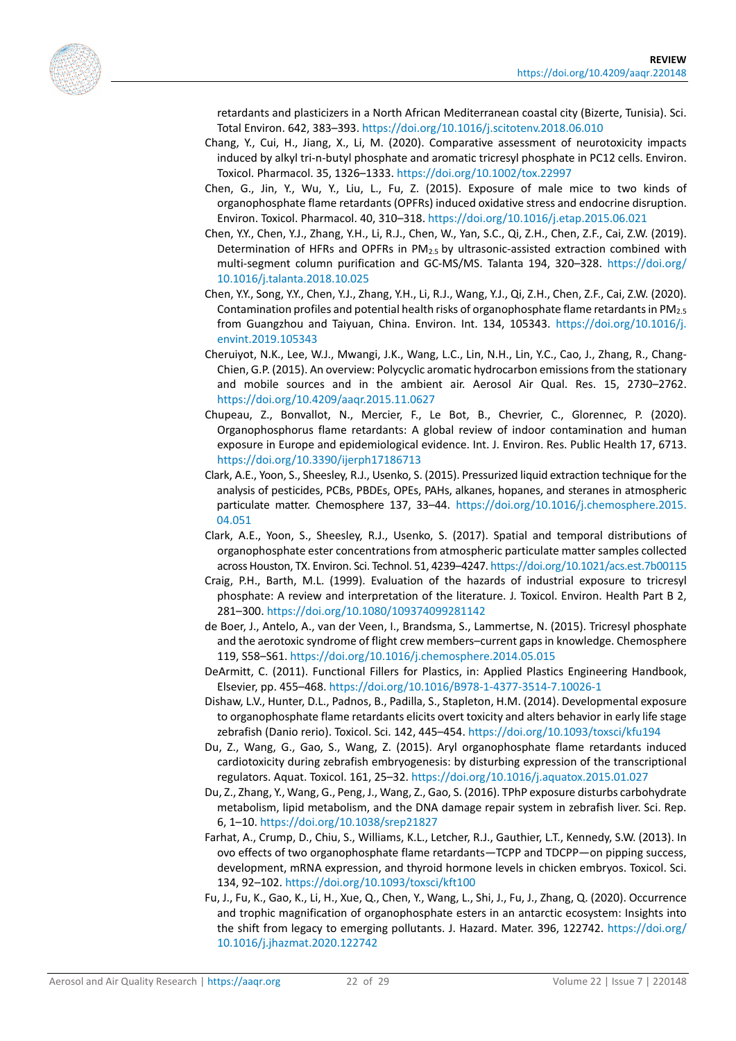retardants and plasticizers in a North African Mediterranean coastal city (Bizerte, Tunisia). Sci. Total Environ. 642, 383–393. https://doi.org/10.1016/j.scitotenv.2018.06.010

Chang, Y., Cui, H., Jiang, X., Li, M. (2020). Comparative assessment of neurotoxicity impacts induced by alkyl tri-n-butyl phosphate and aromatic tricresyl phosphate in PC12 cells. Environ. Toxicol. Pharmacol. 35, 1326–1333. https://doi.org/10.1002/tox.22997

Chen, G., Jin, Y., Wu, Y., Liu, L., Fu, Z. (2015). Exposure of male mice to two kinds of organophosphate flame retardants (OPFRs) induced oxidative stress and endocrine disruption. Environ. Toxicol. Pharmacol. 40, 310–318. https://doi.org/10.1016/j.etap.2015.06.021

Chen, Y.Y., Chen, Y.J., Zhang, Y.H., Li, R.J., Chen, W., Yan, S.C., Qi, Z.H., Chen, Z.F., Cai, Z.W. (2019). Determination of HFRs and OPFRs in $PM_{2.5}$ by ultrasonic-assisted extraction combined with multi-segment column purification and GC-MS/MS. Talanta 194, 320–328. https://doi.org/10.1016/j.talanta.2018.10.025

Chen, Y.Y., Song, Y.Y., Chen, Y.J., Zhang, Y.H., Li, R.J., Wang, Y.J., Qi, Z.H., Chen, Z.F., Cai, Z.W. (2020). Contamination profiles and potential health risks of organophosphate flame retardants in $PM_{2.5}$ from Guangzhou and Taiyuan, China. Environ. Int. 134, 105343. https://doi.org/10.1016/j.envint.2019.105343

Cheruiyot, N.K., Lee, W.J., Mwangi, J.K., Wang, L.C., Lin, N.H., Lin, Y.C., Cao, J., Zhang, R., Chang-Chien, G.P. (2015). An overview: Polycyclic aromatic hydrocarbon emissions from the stationary and mobile sources and in the ambient air. Aerosol Air Qual. Res. 15, 2730–2762. https://doi.org/10.4209/aaqr.2015.11.0627

Chupeau, Z., Bonvallot, N., Mercier, F., Le Bot, B., Chevrier, C., Glorennec, P. (2020). Organophosphorus flame retardants: A global review of indoor contamination and human exposure in Europe and epidemiological evidence. Int. J. Environ. Res. Public Health 17, 6713. https://doi.org/10.3390/ijerph17186713

Clark, A.E., Yoon, S., Sheesley, R.J., Usenko, S. (2015). Pressurized liquid extraction technique for the analysis of pesticides, PCBs, PBDEs, OPEs, PAHs, alkanes, hopanes, and steranes in atmospheric particulate matter. Chemosphere 137, 33–44. https://doi.org/10.1016/j.chemosphere.2015.04.051

Clark, A.E., Yoon, S., Sheesley, R.J., Usenko, S. (2017). Spatial and temporal distributions of organophosphate ester concentrations from atmospheric particulate matter samples collected across Houston, TX. Environ. Sci. Technol. 51, 4239–4247. https://doi.org/10.1021/acs.est.7b00115

Craig, P.H., Barth, M.L. (1999). Evaluation of the hazards of industrial exposure to tricresyl phosphate: A review and interpretation of the literature. J. Toxicol. Environ. Health Part B 2, 281–300. https://doi.org/10.1080/109374099281142

de Boer, J., Antelo, A., van der Veen, I., Brandsma, S., Lammertse, N. (2015). Tricresyl phosphate and the aerotoxic syndrome of flight crew members–current gaps in knowledge. Chemosphere 119, S58–S61. https://doi.org/10.1016/j.chemosphere.2014.05.015

DeArmitt, C. (2011). Functional Fillers for Plastics, in: Applied Plastics Engineering Handbook, Elsevier, pp. 455–468. https://doi.org/10.1016/B978-1-4377-3514-7.10026-1

Dishaw, L.V., Hunter, D.L., Padnos, B., Padilla, S., Stapleton, H.M. (2014). Developmental exposure to organophosphate flame retardants elicits overt toxicity and alters behavior in early life stage zebrafish (Danio rerio). Toxicol. Sci. 142, 445–454. https://doi.org/10.1093/toxsci/kfu194

Du, Z., Wang, G., Gao, S., Wang, Z. (2015). Aryl organophosphate flame retardants induced cardiotoxicity during zebrafish embryogenesis: by disturbing expression of the transcriptional regulators. Aquat. Toxicol. 161, 25–32. https://doi.org/10.1016/j.aquatox.2015.01.027

Du, Z., Zhang, Y., Wang, G., Peng, J., Wang, Z., Gao, S. (2016). TPhP exposure disturbs carbohydrate metabolism, lipid metabolism, and the DNA damage repair system in zebrafish liver. Sci. Rep. 6, 1–10. https://doi.org/10.1038/srep21827

Farhat, A., Crump, D., Chiu, S., Williams, K.L., Letcher, R.J., Gauthier, L.T., Kennedy, S.W. (2013). In ovo effects of two organophosphate flame retardants—TCPP and TDCPP—on pipping success, development, mRNA expression, and thyroid hormone levels in chicken embryos. Toxicol. Sci. 134, 92–102. https://doi.org/10.1093/toxsci/kft100

Fu, J., Fu, K., Gao, K., Li, H., Xue, Q., Chen, Y., Wang, L., Shi, J., Fu, J., Zhang, Q. (2020). Occurrence and trophic magnification of organophosphate esters in an antarctic ecosystem: Insights into the shift from legacy to emerging pollutants. J. Hazard. Mater. 396, 122742. https://doi.org/10.1016/j.jhazmat.2020.122742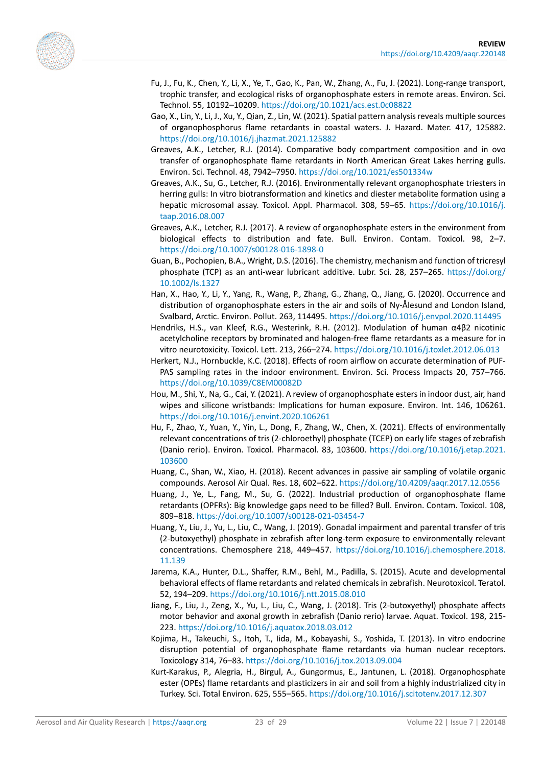Fu, J., Fu, K., Chen, Y., Li, X., Ye, T., Gao, K., Pan, W., Zhang, A., Fu, J. (2021). Long-range transport, trophic transfer, and ecological risks of organophosphate esters in remote areas. Environ. Sci. Technol. 55, 10192–10209. https://doi.org/10.1021/acs.est.0c08822

Gao, X., Lin, Y., Li, J., Xu, Y., Qian, Z., Lin, W. (2021). Spatial pattern analysis reveals multiple sources of organophosphorus flame retardants in coastal waters. J. Hazard. Mater. 417, 125882. https://doi.org/10.1016/j.jhazmat.2021.125882

Greaves, A.K., Letcher, R.J. (2014). Comparative body compartment composition and in ovo transfer of organophosphate flame retardants in North American Great Lakes herring gulls. Environ. Sci. Technol. 48, 7942–7950. https://doi.org/10.1021/es501334w

Greaves, A.K., Su, G., Letcher, R.J. (2016). Environmentally relevant organophosphate triesters in herring gulls: In vitro biotransformation and kinetics and diester metabolite formation using a hepatic microsomal assay. Toxicol. Appl. Pharmacol. 308, 59–65. https://doi.org/10.1016/j.taap.2016.08.007

Greaves, A.K., Letcher, R.J. (2017). A review of organophosphate esters in the environment from biological effects to distribution and fate. Bull. Environ. Contam. Toxicol. 98, 2–7. https://doi.org/10.1007/s00128-016-1898-0

Guan, B., Pochopien, B.A., Wright, D.S. (2016). The chemistry, mechanism and function of tricresyl phosphate (TCP) as an anti-wear lubricant additive. Lubr. Sci. 28, 257–265. https://doi.org/10.1002/ls.1327

Han, X., Hao, Y., Li, Y., Yang, R., Wang, P., Zhang, G., Zhang, Q., Jiang, G. (2020). Occurrence and distribution of organophosphate esters in the air and soils of Ny-Ålesund and London Island, Svalbard, Arctic. Environ. Pollut. 263, 114495. https://doi.org/10.1016/j.envpol.2020.114495

Hendriks, H.S., van Kleef, R.G., Westerink, R.H. (2012). Modulation of human α4β2 nicotinic acetylcholine receptors by brominated and halogen-free flame retardants as a measure for in vitro neurotoxicity. Toxicol. Lett. 213, 266–274. https://doi.org/10.1016/j.toxlet.2012.06.013

Herkert, N.J., Hornbuckle, K.C. (2018). Effects of room airflow on accurate determination of PUF-PAS sampling rates in the indoor environment. Environ. Sci. Process Impacts 20, 757–766. https://doi.org/10.1039/C8EM00082D

Hou, M., Shi, Y., Na, G., Cai, Y. (2021). A review of organophosphate esters in indoor dust, air, hand wipes and silicone wristbands: Implications for human exposure. Environ. Int. 146, 106261. https://doi.org/10.1016/j.envint.2020.106261

Hu, F., Zhao, Y., Yuan, Y., Yin, L., Dong, F., Zhang, W., Chen, X. (2021). Effects of environmentally relevant concentrations of tris (2-chloroethyl) phosphate (TCEP) on early life stages of zebrafish (Danio rerio). Environ. Toxicol. Pharmacol. 83, 103600. https://doi.org/10.1016/j.etap.2021.103600

Huang, C., Shan, W., Xiao, H. (2018). Recent advances in passive air sampling of volatile organic compounds. Aerosol Air Qual. Res. 18, 602–622. https://doi.org/10.4209/aaqr.2017.12.0556

Huang, J., Ye, L., Fang, M., Su, G. (2022). Industrial production of organophosphate flame retardants (OPFRs): Big knowledge gaps need to be filled? Bull. Environ. Contam. Toxicol. 108, 809–818. https://doi.org/10.1007/s00128-021-03454-7

Huang, Y., Liu, J., Yu, L., Liu, C., Wang, J. (2019). Gonadal impairment and parental transfer of tris (2-butoxyethyl) phosphate in zebrafish after long-term exposure to environmentally relevant concentrations. Chemosphere 218, 449–457. https://doi.org/10.1016/j.chemosphere.2018.11.139

Jarema, K.A., Hunter, D.L., Shaffer, R.M., Behl, M., Padilla, S. (2015). Acute and developmental behavioral effects of flame retardants and related chemicals in zebrafish. Neurotoxicol. Teratol. 52, 194–209. https://doi.org/10.1016/j.ntt.2015.08.010

Jiang, F., Liu, J., Zeng, X., Yu, L., Liu, C., Wang, J. (2018). Tris (2-butoxyethyl) phosphate affects motor behavior and axonal growth in zebrafish (Danio rerio) larvae. Aquat. Toxicol. 198, 215-223. https://doi.org/10.1016/j.aquatox.2018.03.012

Kojima, H., Takeuchi, S., Itoh, T., Iida, M., Kobayashi, S., Yoshida, T. (2013). In vitro endocrine disruption potential of organophosphate flame retardants via human nuclear receptors. Toxicology 314, 76–83. https://doi.org/10.1016/j.tox.2013.09.004

Kurt-Karakus, P., Alegria, H., Birgul, A., Gungormus, E., Jantunen, L. (2018). Organophosphate ester (OPEs) flame retardants and plasticizers in air and soil from a highly industrialized city in Turkey. Sci. Total Environ. 625, 555–565. https://doi.org/10.1016/j.scitotenv.2017.12.307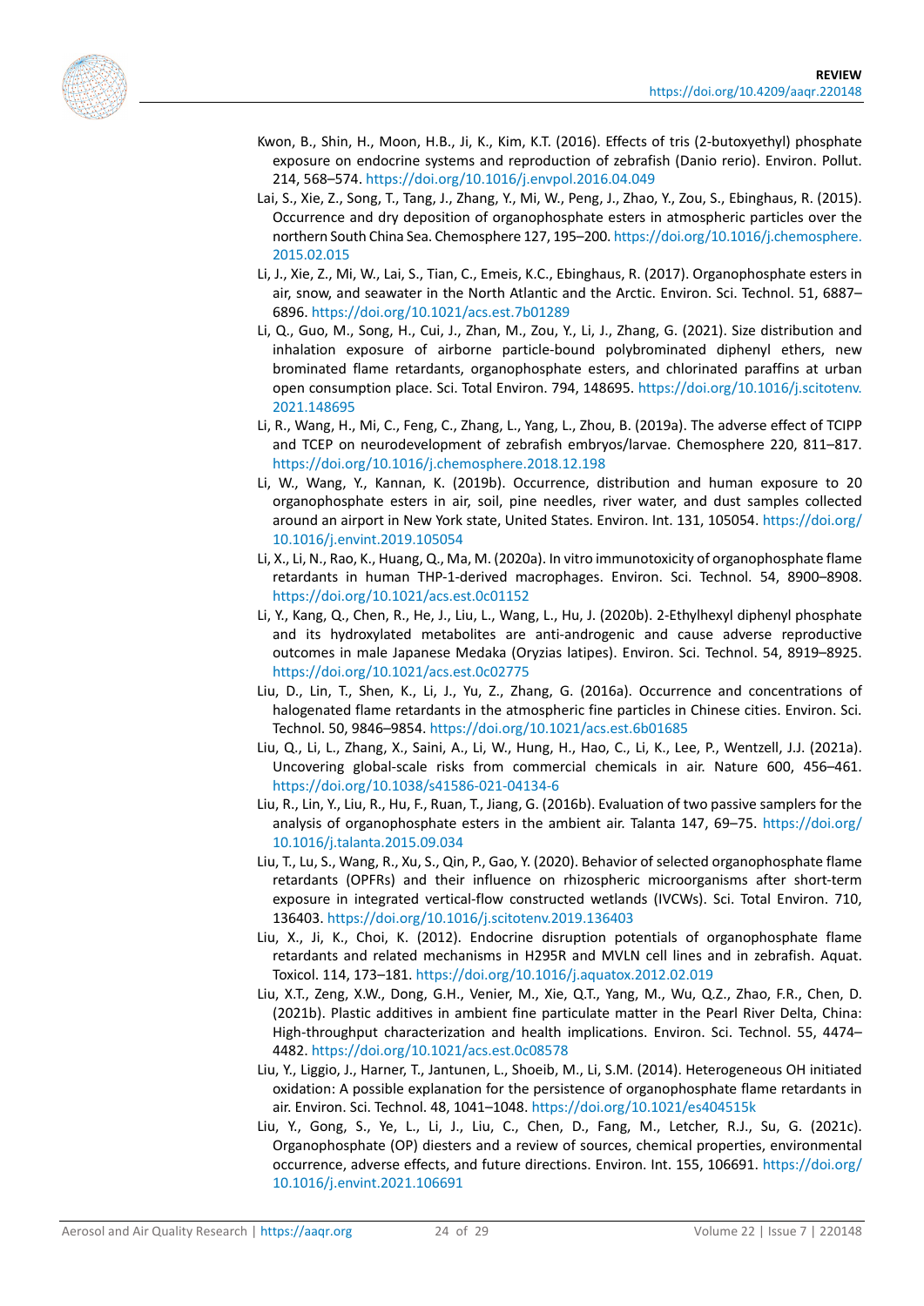Kwon, B., Shin, H., Moon, H.B., Ji, K., Kim, K.T. (2016). Effects of tris (2-butoxyethyl) phosphate exposure on endocrine systems and reproduction of zebrafish (Danio rerio). Environ. Pollut. 214, 568–574. https://doi.org/10.1016/j.envpol.2016.04.049

Lai, S., Xie, Z., Song, T., Tang, J., Zhang, Y., Mi, W., Peng, J., Zhao, Y., Zou, S., Ebinghaus, R. (2015). Occurrence and dry deposition of organophosphate esters in atmospheric particles over the northern South China Sea. Chemosphere 127, 195–200. https://doi.org/10.1016/j.chemosphere.2015.02.015

Li, J., Xie, Z., Mi, W., Lai, S., Tian, C., Emeis, K.C., Ebinghaus, R. (2017). Organophosphate esters in air, snow, and seawater in the North Atlantic and the Arctic. Environ. Sci. Technol. 51, 6887–6896. https://doi.org/10.1021/acs.est.7b01289

Li, Q., Guo, M., Song, H., Cui, J., Zhan, M., Zou, Y., Li, J., Zhang, G. (2021). Size distribution and inhalation exposure of airborne particle-bound polybrominated diphenyl ethers, new brominated flame retardants, organophosphate esters, and chlorinated paraffins at urban open consumption place. Sci. Total Environ. 794, 148695. https://doi.org/10.1016/j.scitotenv.2021.148695

Li, R., Wang, H., Mi, C., Feng, C., Zhang, L., Yang, L., Zhou, B. (2019a). The adverse effect of TCIPP and TCEP on neurodevelopment of zebrafish embryos/larvae. Chemosphere 220, 811–817. https://doi.org/10.1016/j.chemosphere.2018.12.198

Li, W., Wang, Y., Kannan, K. (2019b). Occurrence, distribution and human exposure to 20 organophosphate esters in air, soil, pine needles, river water, and dust samples collected around an airport in New York state, United States. Environ. Int. 131, 105054. https://doi.org/10.1016/j.envint.2019.105054

Li, X., Li, N., Rao, K., Huang, Q., Ma, M. (2020a). In vitro immunotoxicity of organophosphate flame retardants in human THP-1-derived macrophages. Environ. Sci. Technol. 54, 8900–8908. https://doi.org/10.1021/acs.est.0c01152

Li, Y., Kang, Q., Chen, R., He, J., Liu, L., Wang, L., Hu, J. (2020b). 2-Ethylhexyl diphenyl phosphate and its hydroxylated metabolites are anti-androgenic and cause adverse reproductive outcomes in male Japanese Medaka (Oryzias latipes). Environ. Sci. Technol. 54, 8919–8925. https://doi.org/10.1021/acs.est.0c02775

Liu, D., Lin, T., Shen, K., Li, J., Yu, Z., Zhang, G. (2016a). Occurrence and concentrations of halogenated flame retardants in the atmospheric fine particles in Chinese cities. Environ. Sci. Technol. 50, 9846–9854. https://doi.org/10.1021/acs.est.6b01685

Liu, Q., Li, L., Zhang, X., Saini, A., Li, W., Hung, H., Hao, C., Li, K., Lee, P., Wentzell, J.J. (2021a). Uncovering global-scale risks from commercial chemicals in air. Nature 600, 456–461. https://doi.org/10.1038/s41586-021-04134-6

Liu, R., Lin, Y., Liu, R., Hu, F., Ruan, T., Jiang, G. (2016b). Evaluation of two passive samplers for the analysis of organophosphate esters in the ambient air. Talanta 147, 69–75. https://doi.org/10.1016/j.talanta.2015.09.034

Liu, T., Lu, S., Wang, R., Xu, S., Qin, P., Gao, Y. (2020). Behavior of selected organophosphate flame retardants (OPFRs) and their influence on rhizospheric microorganisms after short-term exposure in integrated vertical-flow constructed wetlands (IVCWs). Sci. Total Environ. 710, 136403. https://doi.org/10.1016/j.scitotenv.2019.136403

Liu, X., Ji, K., Choi, K. (2012). Endocrine disruption potentials of organophosphate flame retardants and related mechanisms in H295R and MVLN cell lines and in zebrafish. Aquat. Toxicol. 114, 173–181. https://doi.org/10.1016/j.aquatox.2012.02.019

Liu, X.T., Zeng, X.W., Dong, G.H., Venier, M., Xie, Q.T., Yang, M., Wu, Q.Z., Zhao, F.R., Chen, D. (2021b). Plastic additives in ambient fine particulate matter in the Pearl River Delta, China: High-throughput characterization and health implications. Environ. Sci. Technol. 55, 4474–4482. https://doi.org/10.1021/acs.est.0c08578

Liu, Y., Liggio, J., Harner, T., Jantunen, L., Shoeib, M., Li, S.M. (2014). Heterogeneous OH initiated oxidation: A possible explanation for the persistence of organophosphate flame retardants in air. Environ. Sci. Technol. 48, 1041–1048. https://doi.org/10.1021/es404515k

Liu, Y., Gong, S., Ye, L., Li, J., Liu, C., Chen, D., Fang, M., Letcher, R.J., Su, G. (2021c). Organophosphate (OP) diesters and a review of sources, chemical properties, environmental occurrence, adverse effects, and future directions. Environ. Int. 155, 106691. https://doi.org/10.1016/j.envint.2021.106691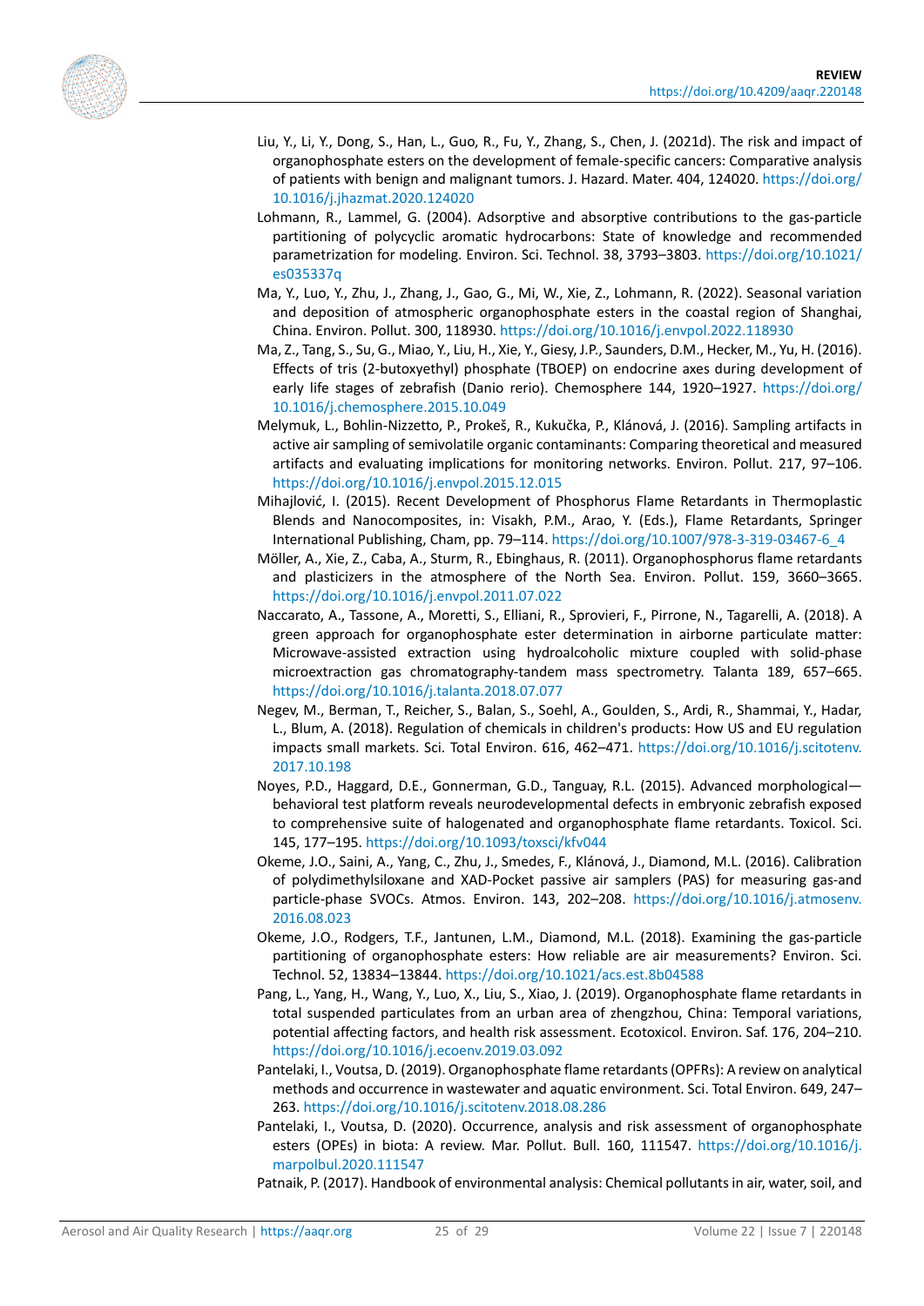Liu, Y., Li, Y., Dong, S., Han, L., Guo, R., Fu, Y., Zhang, S., Chen, J. (2021d). The risk and impact of organophosphate esters on the development of female-specific cancers: Comparative analysis of patients with benign and malignant tumors. J. Hazard. Mater. 404, 124020. https://doi.org/10.1016/j.jhazmat.2020.124020

Lohmann, R., Lammel, G. (2004). Adsorptive and absorptive contributions to the gas-particle partitioning of polycyclic aromatic hydrocarbons: State of knowledge and recommended parametrization for modeling. Environ. Sci. Technol. 38, 3793–3803. https://doi.org/10.1021/es035337q

Ma, Y., Luo, Y., Zhu, J., Zhang, J., Gao, G., Mi, W., Xie, Z., Lohmann, R. (2022). Seasonal variation and deposition of atmospheric organophosphate esters in the coastal region of Shanghai, China. Environ. Pollut. 300, 118930. https://doi.org/10.1016/j.envpol.2022.118930

Ma, Z., Tang, S., Su, G., Miao, Y., Liu, H., Xie, Y., Giesy, J.P., Saunders, D.M., Hecker, M., Yu, H. (2016). Effects of tris (2-butoxyethyl) phosphate (TBOEP) on endocrine axes during development of early life stages of zebrafish (Danio rerio). Chemosphere 144, 1920–1927. https://doi.org/10.1016/j.chemosphere.2015.10.049

Melymuk, L., Bohlin-Nizzetto, P., Prokeš, R., Kukučka, P., Klánová, J. (2016). Sampling artifacts in active air sampling of semivolatile organic contaminants: Comparing theoretical and measured artifacts and evaluating implications for monitoring networks. Environ. Pollut. 217, 97–106. https://doi.org/10.1016/j.envpol.2015.12.015

Mihajlović, I. (2015). Recent Development of Phosphorus Flame Retardants in Thermoplastic Blends and Nanocomposites, in: Visakh, P.M., Arao, Y. (Eds.), Flame Retardants, Springer International Publishing, Cham, pp. 79–114. https://doi.org/10.1007/978-3-319-03467-6_4

Möller, A., Xie, Z., Caba, A., Sturm, R., Ebinghaus, R. (2011). Organophosphorus flame retardants and plasticizers in the atmosphere of the North Sea. Environ. Pollut. 159, 3660–3665. https://doi.org/10.1016/j.envpol.2011.07.022

Naccarato, A., Tassone, A., Moretti, S., Elliani, R., Sprovieri, F., Pirrone, N., Tagarelli, A. (2018). A green approach for organophosphate ester determination in airborne particulate matter: Microwave-assisted extraction using hydroalcoholic mixture coupled with solid-phase microextraction gas chromatography-tandem mass spectrometry. Talanta 189, 657–665. https://doi.org/10.1016/j.talanta.2018.07.077

Negev, M., Berman, T., Reicher, S., Balan, S., Soehl, A., Goulden, S., Ardi, R., Shammai, Y., Hadar, L., Blum, A. (2018). Regulation of chemicals in children's products: How US and EU regulation impacts small markets. Sci. Total Environ. 616, 462–471. https://doi.org/10.1016/j.scitotenv.2017.10.198

Noyes, P.D., Haggard, D.E., Gonnerman, G.D., Tanguay, R.L. (2015). Advanced morphological—behavioral test platform reveals neurodevelopmental defects in embryonic zebrafish exposed to comprehensive suite of halogenated and organophosphate flame retardants. Toxicol. Sci. 145, 177–195. https://doi.org/10.1093/toxsci/kfv044

Okeme, J.O., Saini, A., Yang, C., Zhu, J., Smedes, F., Klánová, J., Diamond, M.L. (2016). Calibration of polydimethylsiloxane and XAD-Pocket passive air samplers (PAS) for measuring gas-and particle-phase SVOCs. Atmos. Environ. 143, 202–208. https://doi.org/10.1016/j.atmosenv.2016.08.023

Okeme, J.O., Rodgers, T.F., Jantunen, L.M., Diamond, M.L. (2018). Examining the gas-particle partitioning of organophosphate esters: How reliable are air measurements? Environ. Sci. Technol. 52, 13834–13844. https://doi.org/10.1021/acs.est.8b04588

Pang, L., Yang, H., Wang, Y., Luo, X., Liu, S., Xiao, J. (2019). Organophosphate flame retardants in total suspended particulates from an urban area of zhengzhou, China: Temporal variations, potential affecting factors, and health risk assessment. Ecotoxicol. Environ. Saf. 176, 204–210. https://doi.org/10.1016/j.ecoenv.2019.03.092

Pantelaki, I., Voutsa, D. (2019). Organophosphate flame retardants (OPFRs): A review on analytical methods and occurrence in wastewater and aquatic environment. Sci. Total Environ. 649, 247–263. https://doi.org/10.1016/j.scitotenv.2018.08.286

Pantelaki, I., Voutsa, D. (2020). Occurrence, analysis and risk assessment of organophosphate esters (OPEs) in biota: A review. Mar. Pollut. Bull. 160, 111547. https://doi.org/10.1016/j.marpolbul.2020.111547

Patnaik, P. (2017). Handbook of environmental analysis: Chemical pollutants in air, water, soil, and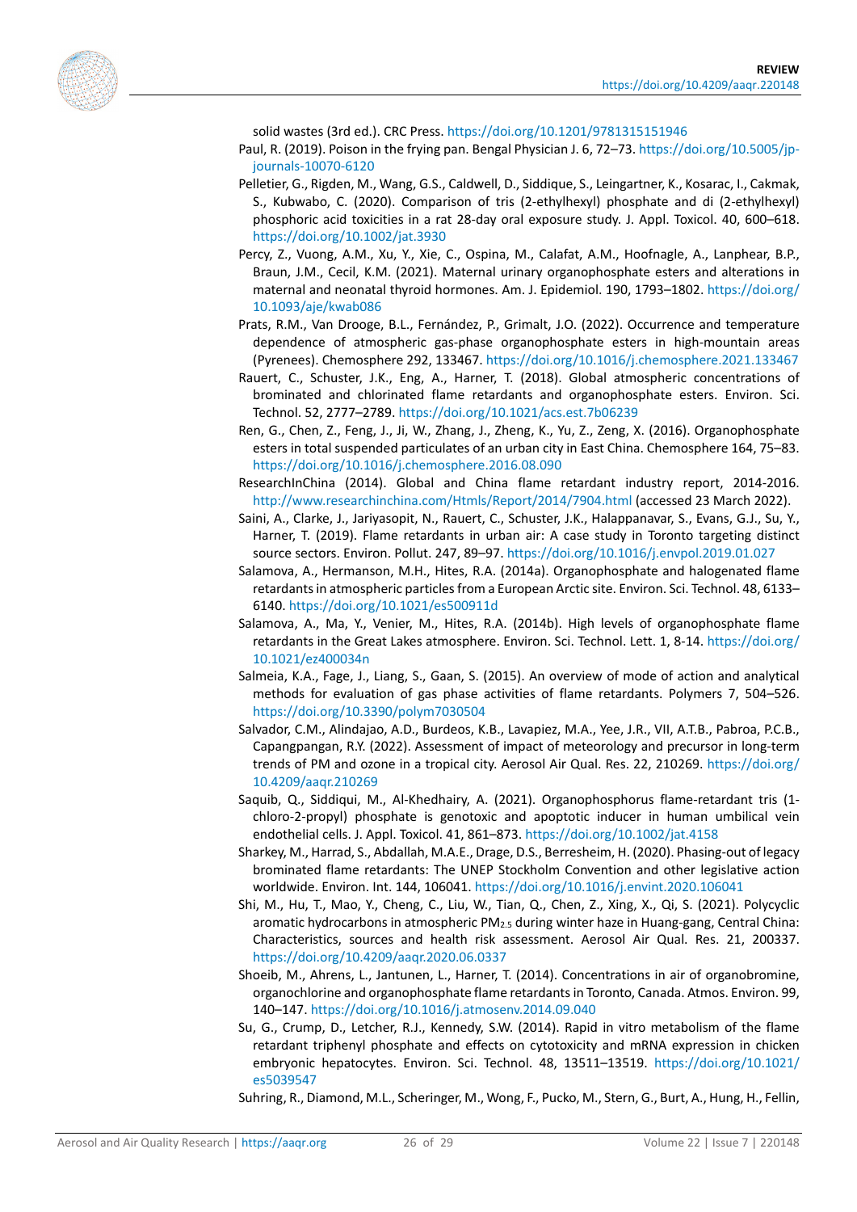solid wastes (3rd ed.). CRC Press. https://doi.org/10.1201/9781315151946

Paul, R. (2019). Poison in the frying pan. Bengal Physician J. 6, 72–73. https://doi.org/10.5005/jp-journals-10070-6120

Pelletier, G., Rigden, M., Wang, G.S., Caldwell, D., Siddique, S., Leingartner, K., Kosarac, I., Cakmak, S., Kubwabo, C. (2020). Comparison of tris (2-ethylhexyl) phosphate and di (2-ethylhexyl) phosphoric acid toxicities in a rat 28-day oral exposure study. J. Appl. Toxicol. 40, 600–618. https://doi.org/10.1002/jat.3930

Percy, Z., Vuong, A.M., Xu, Y., Xie, C., Ospina, M., Calafat, A.M., Hoofnagle, A., Lanphear, B.P., Braun, J.M., Cecil, K.M. (2021). Maternal urinary organophosphate esters and alterations in maternal and neonatal thyroid hormones. Am. J. Epidemiol. 190, 1793–1802. https://doi.org/10.1093/aje/kwab086

Prats, R.M., Van Drooge, B.L., Fernández, P., Grimalt, J.O. (2022). Occurrence and temperature dependence of atmospheric gas-phase organophosphate esters in high-mountain areas (Pyrenees). Chemosphere 292, 133467. https://doi.org/10.1016/j.chemosphere.2021.133467

Rauert, C., Schuster, J.K., Eng, A., Harner, T. (2018). Global atmospheric concentrations of brominated and chlorinated flame retardants and organophosphate esters. Environ. Sci. Technol. 52, 2777–2789. https://doi.org/10.1021/acs.est.7b06239

Ren, G., Chen, Z., Feng, J., Ji, W., Zhang, J., Zheng, K., Yu, Z., Zeng, X. (2016). Organophosphate esters in total suspended particulates of an urban city in East China. Chemosphere 164, 75–83. https://doi.org/10.1016/j.chemosphere.2016.08.090

ResearchInChina (2014). Global and China flame retardant industry report, 2014-2016. http://www.researchinchina.com/Htmls/Report/2014/7904.html (accessed 23 March 2022).

Saini, A., Clarke, J., Jariyasopit, N., Rauert, C., Schuster, J.K., Halappanavar, S., Evans, G.J., Su, Y., Harner, T. (2019). Flame retardants in urban air: A case study in Toronto targeting distinct source sectors. Environ. Pollut. 247, 89–97. https://doi.org/10.1016/j.envpol.2019.01.027

Salamova, A., Hermanson, M.H., Hites, R.A. (2014a). Organophosphate and halogenated flame retardants in atmospheric particles from a European Arctic site. Environ. Sci. Technol. 48, 6133–6140. https://doi.org/10.1021/es500911d

Salamova, A., Ma, Y., Venier, M., Hites, R.A. (2014b). High levels of organophosphate flame retardants in the Great Lakes atmosphere. Environ. Sci. Technol. Lett. 1, 8-14. https://doi.org/10.1021/ez400034n

Salmeia, K.A., Fage, J., Liang, S., Gaan, S. (2015). An overview of mode of action and analytical methods for evaluation of gas phase activities of flame retardants. Polymers 7, 504–526. https://doi.org/10.3390/polym7030504

Salvador, C.M., Alindajao, A.D., Burdeos, K.B., Lavapiez, M.A., Yee, J.R., VII, A.T.B., Pabroa, P.C.B., Capangpangan, R.Y. (2022). Assessment of impact of meteorology and precursor in long-term trends of PM and ozone in a tropical city. Aerosol Air Qual. Res. 22, 210269. https://doi.org/10.4209/aaqr.210269

Saquib, Q., Siddiqui, M., Al-Khedhairy, A. (2021). Organophosphorus flame-retardant tris (1-chloro-2-propyl) phosphate is genotoxic and apoptotic inducer in human umbilical vein endothelial cells. J. Appl. Toxicol. 41, 861–873. https://doi.org/10.1002/jat.4158

Sharkey, M., Harrad, S., Abdallah, M.A.E., Drage, D.S., Berresheim, H. (2020). Phasing-out of legacy brominated flame retardants: The UNEP Stockholm Convention and other legislative action worldwide. Environ. Int. 144, 106041. https://doi.org/10.1016/j.envint.2020.106041

Shi, M., Hu, T., Mao, Y., Cheng, C., Liu, W., Tian, Q., Chen, Z., Xing, X., Qi, S. (2021). Polycyclic aromatic hydrocarbons in atmospheric $PM_{2.5}$ during winter haze in Huang-gang, Central China: Characteristics, sources and health risk assessment. Aerosol Air Qual. Res. 21, 200337. https://doi.org/10.4209/aaqr.2020.06.0337

Shoeib, M., Ahrens, L., Jantunen, L., Harner, T. (2014). Concentrations in air of organobromine, organochlorine and organophosphate flame retardants in Toronto, Canada. Atmos. Environ. 99, 140–147. https://doi.org/10.1016/j.atmosenv.2014.09.040

Su, G., Crump, D., Letcher, R.J., Kennedy, S.W. (2014). Rapid in vitro metabolism of the flame retardant triphenyl phosphate and effects on cytotoxicity and mRNA expression in chicken embryonic hepatocytes. Environ. Sci. Technol. 48, 13511–13519. https://doi.org/10.1021/es5039547

Suhring, R., Diamond, M.L., Scheringer, M., Wong, F., Pucko, M., Stern, G., Burt, A., Hung, H., Fellin,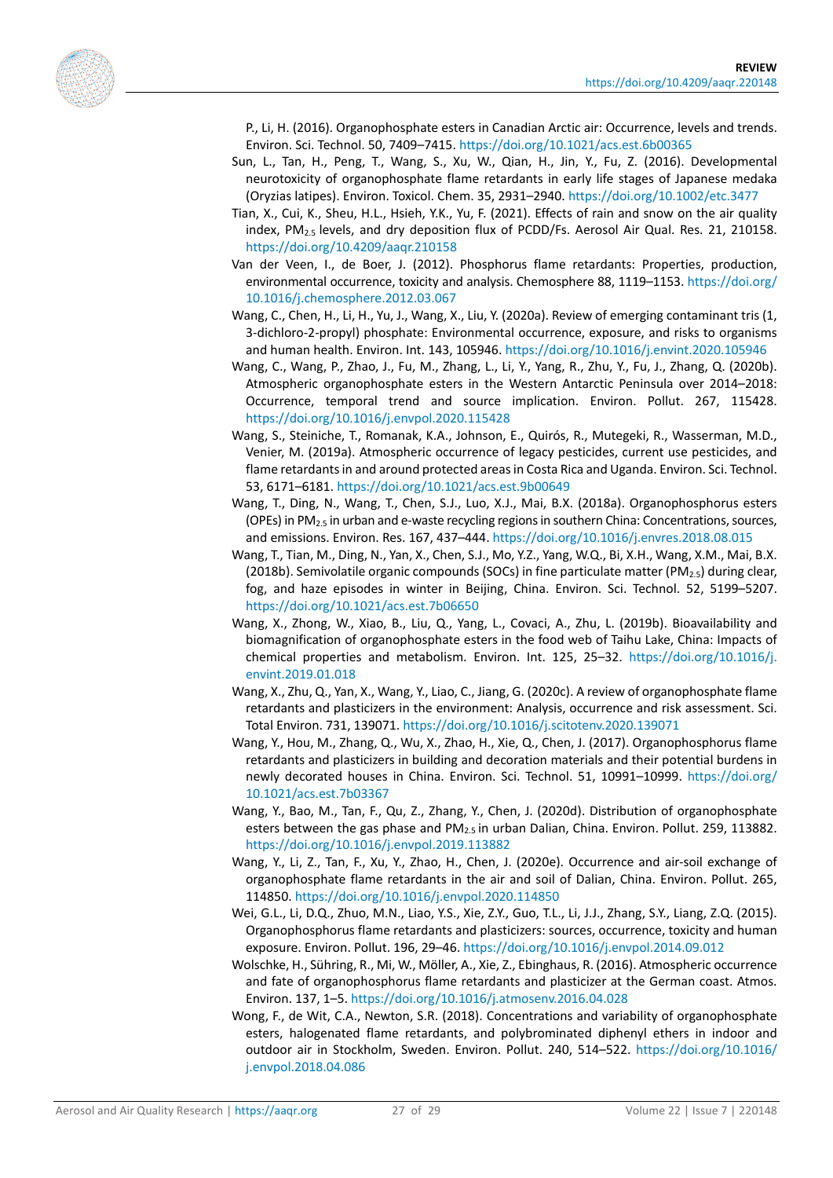P., Li, H. (2016). Organophosphate esters in Canadian Arctic air: Occurrence, levels and trends. Environ. Sci. Technol. 50, 7409–7415. https://doi.org/10.1021/acs.est.6b00365

Sun, L., Tan, H., Peng, T., Wang, S., Xu, W., Qian, H., Jin, Y., Fu, Z. (2016). Developmental neurotoxicity of organophosphate flame retardants in early life stages of Japanese medaka (Oryzias latipes). Environ. Toxicol. Chem. 35, 2931–2940. https://doi.org/10.1002/etc.3477

Tian, X., Cui, K., Sheu, H.L., Hsieh, Y.K., Yu, F. (2021). Effects of rain and snow on the air quality index, $PM_{2.5}$ levels, and dry deposition flux of PCDD/Fs. Aerosol Air Qual. Res. 21, 210158. https://doi.org/10.4209/aaqr.210158

Van der Veen, I., de Boer, J. (2012). Phosphorus flame retardants: Properties, production, environmental occurrence, toxicity and analysis. Chemosphere 88, 1119–1153. https://doi.org/10.1016/j.chemosphere.2012.03.067

Wang, C., Chen, H., Li, H., Yu, J., Wang, X., Liu, Y. (2020a). Review of emerging contaminant tris (1, 3-dichloro-2-propyl) phosphate: Environmental occurrence, exposure, and risks to organisms and human health. Environ. Int. 143, 105946. https://doi.org/10.1016/j.envint.2020.105946

Wang, C., Wang, P., Zhao, J., Fu, M., Zhang, L., Li, Y., Yang, R., Zhu, Y., Fu, J., Zhang, Q. (2020b). Atmospheric organophosphate esters in the Western Antarctic Peninsula over 2014–2018: Occurrence, temporal trend and source implication. Environ. Pollut. 267, 115428. https://doi.org/10.1016/j.envpol.2020.115428

Wang, S., Steiniche, T., Romanak, K.A., Johnson, E., Quirós, R., Mutegeki, R., Wasserman, M.D., Venier, M. (2019a). Atmospheric occurrence of legacy pesticides, current use pesticides, and flame retardants in and around protected areas in Costa Rica and Uganda. Environ. Sci. Technol. 53, 6171–6181. https://doi.org/10.1021/acs.est.9b00649

Wang, T., Ding, N., Wang, T., Chen, S.J., Luo, X.J., Mai, B.X. (2018a). Organophosphorus esters (OPEs) in $PM_{2.5}$ in urban and e-waste recycling regions in southern China: Concentrations, sources, and emissions. Environ. Res. 167, 437–444. https://doi.org/10.1016/j.envres.2018.08.015

Wang, T., Tian, M., Ding, N., Yan, X., Chen, S.J., Mo, Y.Z., Yang, W.Q., Bi, X.H., Wang, X.M., Mai, B.X. (2018b). Semivolatile organic compounds (SOCs) in fine particulate matter ($PM_{2.5}$) during clear, fog, and haze episodes in winter in Beijing, China. Environ. Sci. Technol. 52, 5199–5207. https://doi.org/10.1021/acs.est.7b06650

Wang, X., Zhong, W., Xiao, B., Liu, Q., Yang, L., Covaci, A., Zhu, L. (2019b). Bioavailability and biomagnification of organophosphate esters in the food web of Taihu Lake, China: Impacts of chemical properties and metabolism. Environ. Int. 125, 25–32. https://doi.org/10.1016/j.envint.2019.01.018

Wang, X., Zhu, Q., Yan, X., Wang, Y., Liao, C., Jiang, G. (2020c). A review of organophosphate flame retardants and plasticizers in the environment: Analysis, occurrence and risk assessment. Sci. Total Environ. 731, 139071. https://doi.org/10.1016/j.scitotenv.2020.139071

Wang, Y., Hou, M., Zhang, Q., Wu, X., Zhao, H., Xie, Q., Chen, J. (2017). Organophosphorus flame retardants and plasticizers in building and decoration materials and their potential burdens in newly decorated houses in China. Environ. Sci. Technol. 51, 10991–10999. https://doi.org/10.1021/acs.est.7b03367

Wang, Y., Bao, M., Tan, F., Qu, Z., Zhang, Y., Chen, J. (2020d). Distribution of organophosphate esters between the gas phase and $PM_{2.5}$ in urban Dalian, China. Environ. Pollut. 259, 113882. https://doi.org/10.1016/j.envpol.2019.113882

Wang, Y., Li, Z., Tan, F., Xu, Y., Zhao, H., Chen, J. (2020e). Occurrence and air-soil exchange of organophosphate flame retardants in the air and soil of Dalian, China. Environ. Pollut. 265, 114850. https://doi.org/10.1016/j.envpol.2020.114850

Wei, G.L., Li, D.Q., Zhuo, M.N., Liao, Y.S., Xie, Z.Y., Guo, T.L., Li, J.J., Zhang, S.Y., Liang, Z.Q. (2015). Organophosphorus flame retardants and plasticizers: sources, occurrence, toxicity and human exposure. Environ. Pollut. 196, 29–46. https://doi.org/10.1016/j.envpol.2014.09.012

Wolschke, H., Sühring, R., Mi, W., Möller, A., Xie, Z., Ebinghaus, R. (2016). Atmospheric occurrence and fate of organophosphorus flame retardants and plasticizer at the German coast. Atmos. Environ. 137, 1–5. https://doi.org/10.1016/j.atmosenv.2016.04.028

Wong, F., de Wit, C.A., Newton, S.R. (2018). Concentrations and variability of organophosphate esters, halogenated flame retardants, and polybrominated diphenyl ethers in indoor and outdoor air in Stockholm, Sweden. Environ. Pollut. 240, 514–522. https://doi.org/10.1016/j.envpol.2018.04.086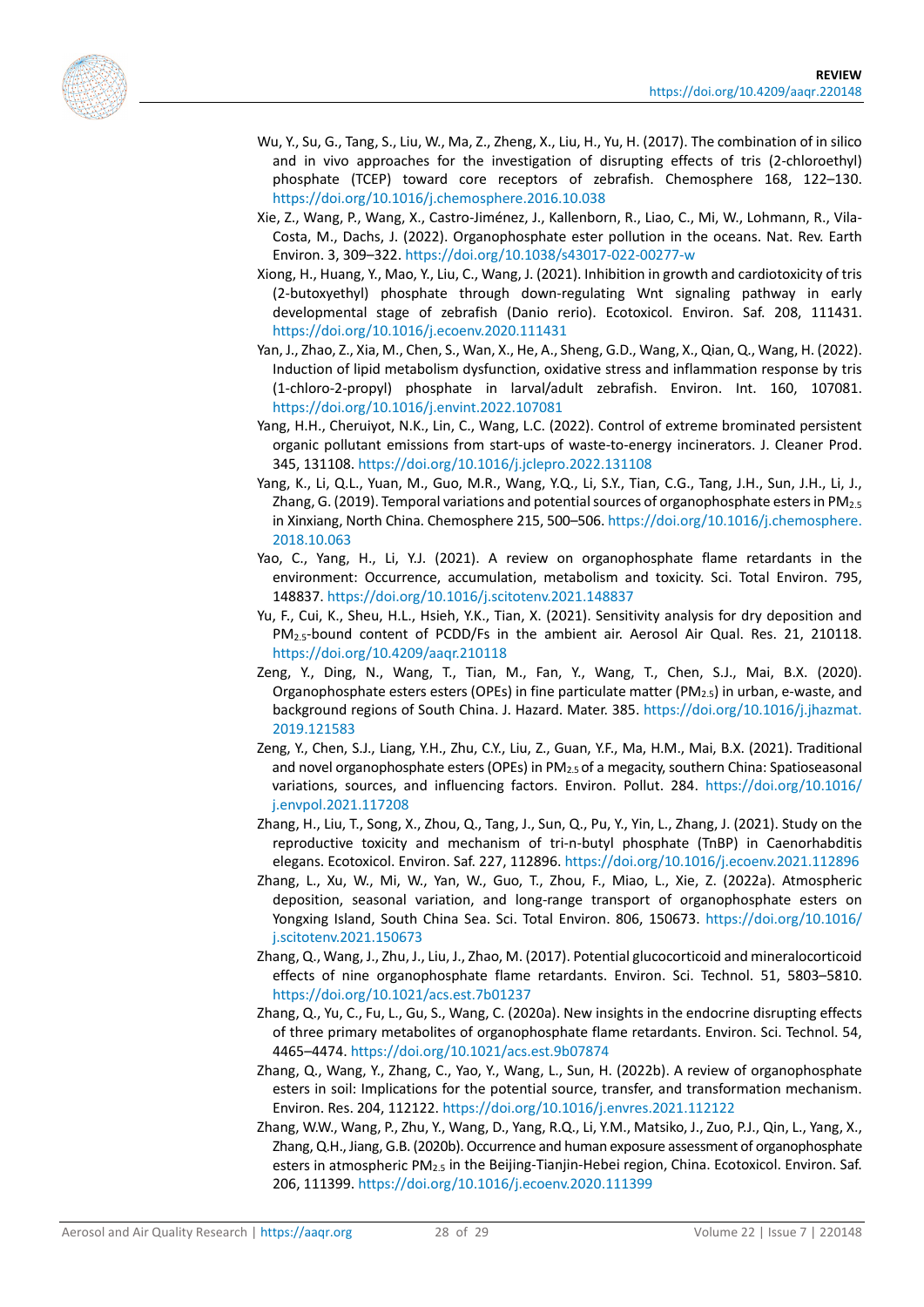Wu, Y., Su, G., Tang, S., Liu, W., Ma, Z., Zheng, X., Liu, H., Yu, H. (2017). The combination of in silico and in vivo approaches for the investigation of disrupting effects of tris (2-chloroethyl) phosphate (TCEP) toward core receptors of zebrafish. Chemosphere 168, 122–130. https://doi.org/10.1016/j.chemosphere.2016.10.038

Xie, Z., Wang, P., Wang, X., Castro-Jiménez, J., Kallenborn, R., Liao, C., Mi, W., Lohmann, R., Vila-Costa, M., Dachs, J. (2022). Organophosphate ester pollution in the oceans. Nat. Rev. Earth Environ. 3, 309–322. https://doi.org/10.1038/s43017-022-00277-w

Xiong, H., Huang, Y., Mao, Y., Liu, C., Wang, J. (2021). Inhibition in growth and cardiotoxicity of tris (2-butoxyethyl) phosphate through down-regulating Wnt signaling pathway in early developmental stage of zebrafish (Danio rerio). Ecotoxicol. Environ. Saf. 208, 111431. https://doi.org/10.1016/j.ecoenv.2020.111431

Yan, J., Zhao, Z., Xia, M., Chen, S., Wan, X., He, A., Sheng, G.D., Wang, X., Qian, Q., Wang, H. (2022). Induction of lipid metabolism dysfunction, oxidative stress and inflammation response by tris (1-chloro-2-propyl) phosphate in larval/adult zebrafish. Environ. Int. 160, 107081. https://doi.org/10.1016/j.envint.2022.107081

Yang, H.H., Cheruiyot, N.K., Lin, C., Wang, L.C. (2022). Control of extreme brominated persistent organic pollutant emissions from start-ups of waste-to-energy incinerators. J. Cleaner Prod. 345, 131108. https://doi.org/10.1016/j.jclepro.2022.131108

Yang, K., Li, Q.L., Yuan, M., Guo, M.R., Wang, Y.Q., Li, S.Y., Tian, C.G., Tang, J.H., Sun, J.H., Li, J., Zhang, G. (2019). Temporal variations and potential sources of organophosphate esters in $PM_{2.5}$ in Xinxiang, North China. Chemosphere 215, 500–506. https://doi.org/10.1016/j.chemosphere.2018.10.063

Yao, C., Yang, H., Li, Y.J. (2021). A review on organophosphate flame retardants in the environment: Occurrence, accumulation, metabolism and toxicity. Sci. Total Environ. 795, 148837. https://doi.org/10.1016/j.scitotenv.2021.148837

Yu, F., Cui, K., Sheu, H.L., Hsieh, Y.K., Tian, X. (2021). Sensitivity analysis for dry deposition and $PM_{2.5}$-bound content of PCDD/Fs in the ambient air. Aerosol Air Qual. Res. 21, 210118. https://doi.org/10.4209/aaqr.210118

Zeng, Y., Ding, N., Wang, T., Tian, M., Fan, Y., Wang, T., Chen, S.J., Mai, B.X. (2020). Organophosphate esters esters (OPEs) in fine particulate matter ($PM_{2.5}$) in urban, e-waste, and background regions of South China. J. Hazard. Mater. 385. https://doi.org/10.1016/j.jhazmat.2019.121583

Zeng, Y., Chen, S.J., Liang, Y.H., Zhu, C.Y., Liu, Z., Guan, Y.F., Ma, H.M., Mai, B.X. (2021). Traditional and novel organophosphate esters (OPEs) in $PM_{2.5}$ of a megacity, southern China: Spatioseasonal variations, sources, and influencing factors. Environ. Pollut. 284. https://doi.org/10.1016/j.envpol.2021.117208

Zhang, H., Liu, T., Song, X., Zhou, Q., Tang, J., Sun, Q., Pu, Y., Yin, L., Zhang, J. (2021). Study on the reproductive toxicity and mechanism of tri-n-butyl phosphate (TnBP) in Caenorhabditis elegans. Ecotoxicol. Environ. Saf. 227, 112896. https://doi.org/10.1016/j.ecoenv.2021.112896

Zhang, L., Xu, W., Mi, W., Yan, W., Guo, T., Zhou, F., Miao, L., Xie, Z. (2022a). Atmospheric deposition, seasonal variation, and long-range transport of organophosphate esters on Yongxing Island, South China Sea. Sci. Total Environ. 806, 150673. https://doi.org/10.1016/j.scitotenv.2021.150673

Zhang, Q., Wang, J., Zhu, J., Liu, J., Zhao, M. (2017). Potential glucocorticoid and mineralocorticoid effects of nine organophosphate flame retardants. Environ. Sci. Technol. 51, 5803–5810. https://doi.org/10.1021/acs.est.7b01237

Zhang, Q., Yu, C., Fu, L., Gu, S., Wang, C. (2020a). New insights in the endocrine disrupting effects of three primary metabolites of organophosphate flame retardants. Environ. Sci. Technol. 54, 4465–4474. https://doi.org/10.1021/acs.est.9b07874

Zhang, Q., Wang, Y., Zhang, C., Yao, Y., Wang, L., Sun, H. (2022b). A review of organophosphate esters in soil: Implications for the potential source, transfer, and transformation mechanism. Environ. Res. 204, 112122. https://doi.org/10.1016/j.envres.2021.112122

Zhang, W.W., Wang, P., Zhu, Y., Wang, D., Yang, R.Q., Li, Y.M., Matsiko, J., Zuo, P.J., Qin, L., Yang, X., Zhang, Q.H., Jiang, G.B. (2020b). Occurrence and human exposure assessment of organophosphate esters in atmospheric $PM_{2.5}$ in the Beijing-Tianjin-Hebei region, China. Ecotoxicol. Environ. Saf. 206, 111399. https://doi.org/10.1016/j.ecoenv.2020.111399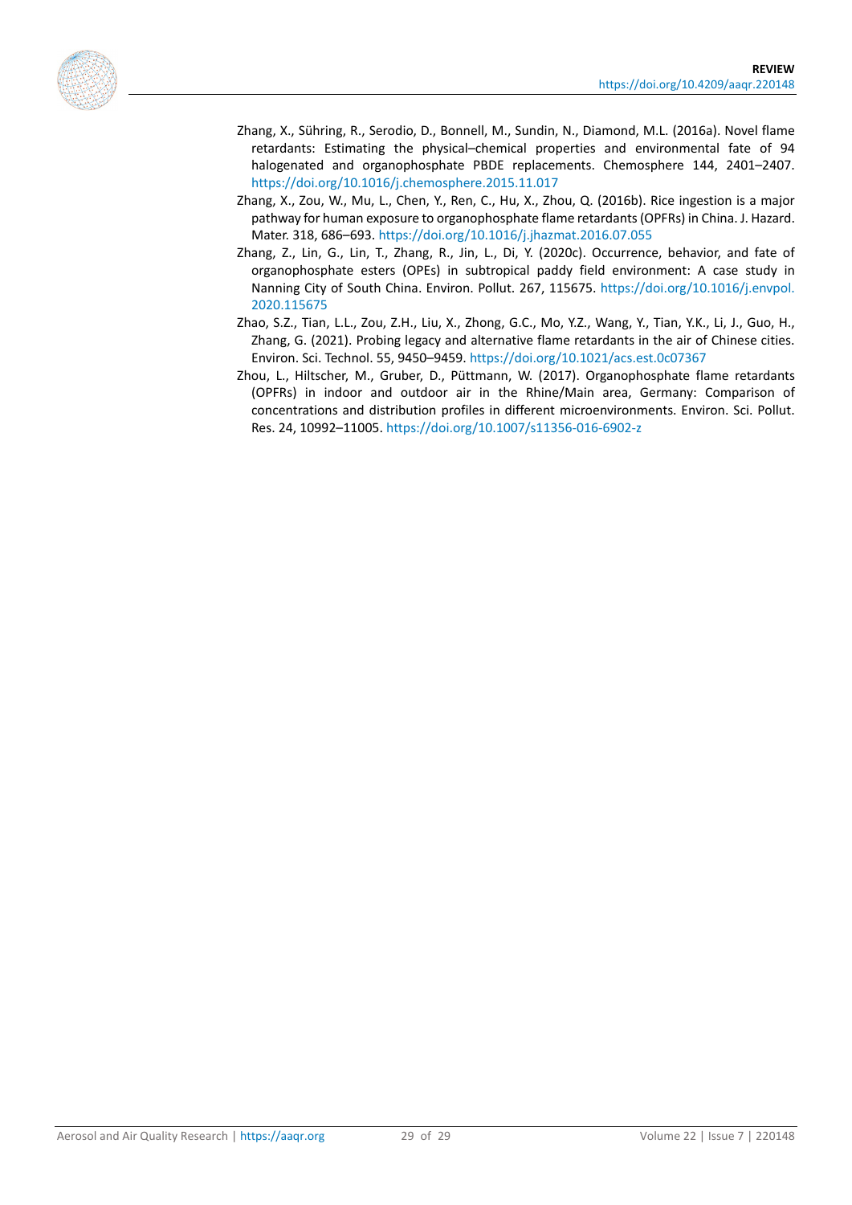Zhang, X., Sühring, R., Serodio, D., Bonnell, M., Sundin, N., Diamond, M.L. (2016a). Novel flame retardants: Estimating the physical–chemical properties and environmental fate of 94 halogenated and organophosphate PBDE replacements. Chemosphere 144, 2401–2407. https://doi.org/10.1016/j.chemosphere.2015.11.017

Zhang, X., Zou, W., Mu, L., Chen, Y., Ren, C., Hu, X., Zhou, Q. (2016b). Rice ingestion is a major pathway for human exposure to organophosphate flame retardants (OPFRs) in China. J. Hazard. Mater. 318, 686–693. https://doi.org/10.1016/j.jhazmat.2016.07.055

Zhang, Z., Lin, G., Lin, T., Zhang, R., Jin, L., Di, Y. (2020c). Occurrence, behavior, and fate of organophosphate esters (OPEs) in subtropical paddy field environment: A case study in Nanning City of South China. Environ. Pollut. 267, 115675. https://doi.org/10.1016/j.envpol.2020.115675

Zhao, S.Z., Tian, L.L., Zou, Z.H., Liu, X., Zhong, G.C., Mo, Y.Z., Wang, Y., Tian, Y.K., Li, J., Guo, H., Zhang, G. (2021). Probing legacy and alternative flame retardants in the air of Chinese cities. Environ. Sci. Technol. 55, 9450–9459. https://doi.org/10.1021/acs.est.0c07367

Zhou, L., Hiltscher, M., Gruber, D., Püttmann, W. (2017). Organophosphate flame retardants (OPFRs) in indoor and outdoor air in the Rhine/Main area, Germany: Comparison of concentrations and distribution profiles in different microenvironments. Environ. Sci. Pollut. Res. 24, 10992–11005. https://doi.org/10.1007/s11356-016-6902-z